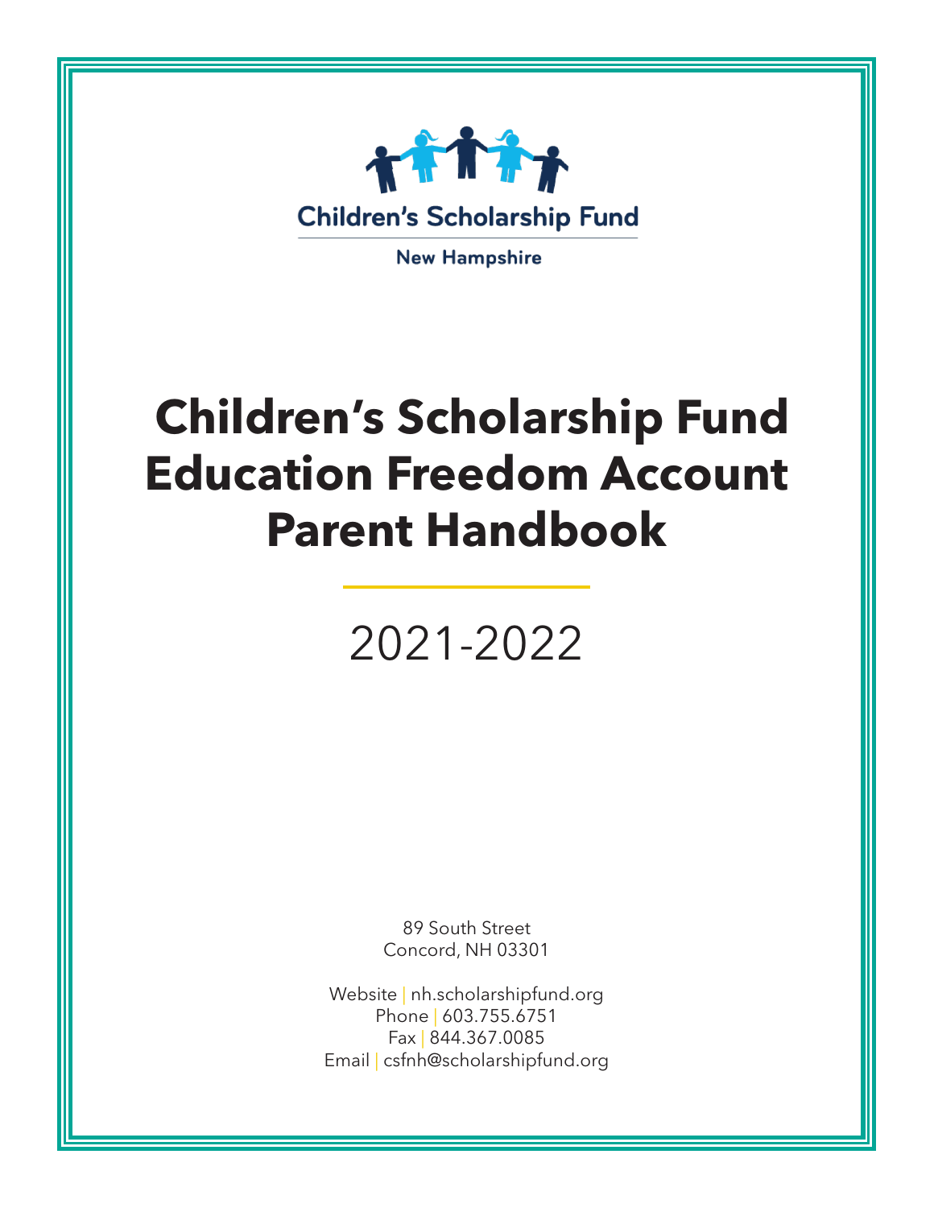Children's Scholarship Fund

New Hampshire

# Children's Scholarship Fund Education Freedom Account Parent Handbook

2021-2022

89 South Street
Concord, NH 03301

Website | nh.scholarshipfund.org
Phone | 603.755.6751
Fax | 844.367.0085
Email | csfnh@scholarshipfund.org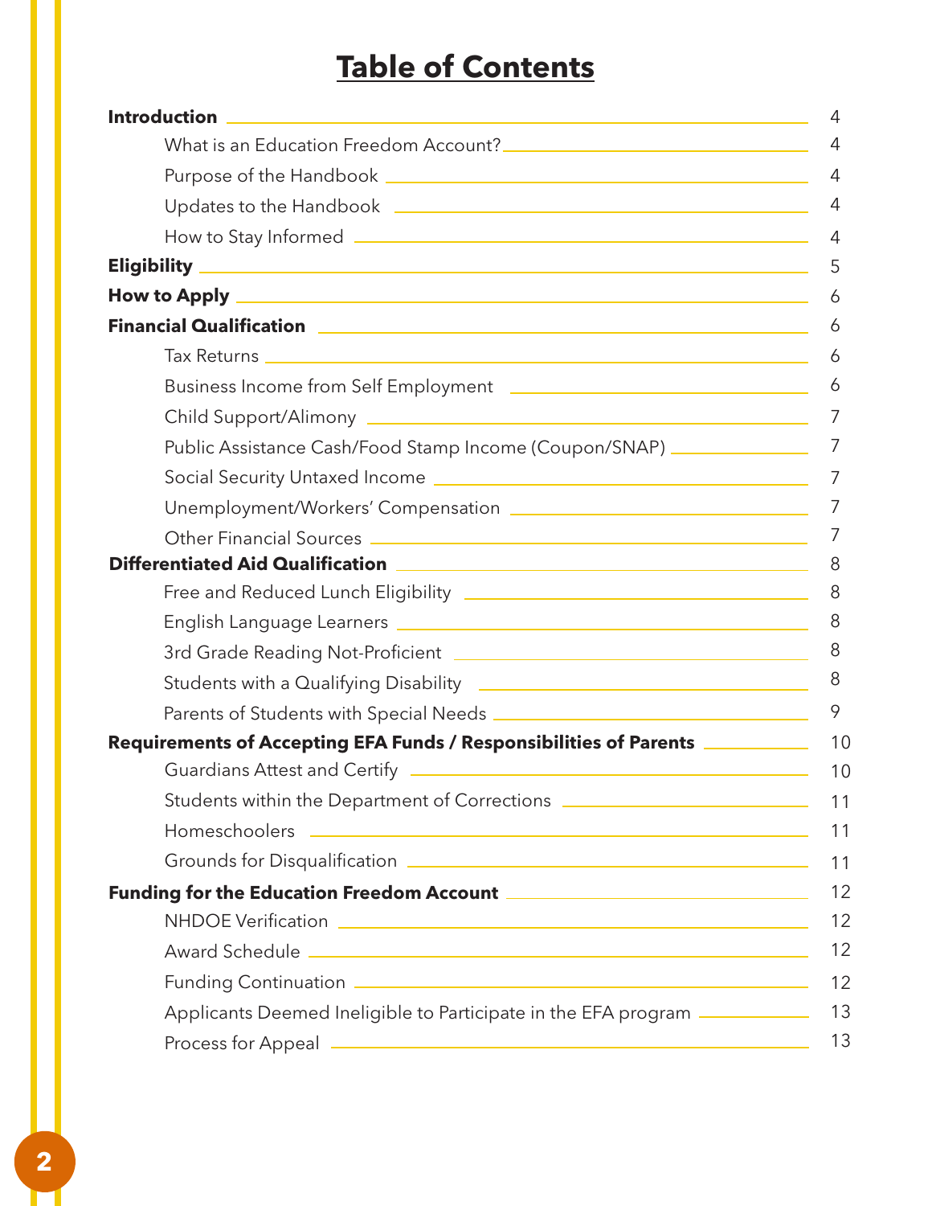# Table of Contents

**Introduction** — 4

- What is an Education Freedom Account? — 4
- Purpose of the Handbook — 4
- Updates to the Handbook — 4
- How to Stay Informed — 4

**Eligibility** — 5

**How to Apply** — 6

**Financial Qualification** — 6

- Tax Returns — 6
- Business Income from Self Employment — 6
- Child Support/Alimony — 7
- Public Assistance Cash/Food Stamp Income (Coupon/SNAP) — 7
- Social Security Untaxed Income — 7
- Unemployment/Workers' Compensation — 7
- Other Financial Sources — 7

**Differentiated Aid Qualification** — 8

- Free and Reduced Lunch Eligibility — 8
- English Language Learners — 8
- 3rd Grade Reading Not-Proficient — 8
- Students with a Qualifying Disability — 8
- Parents of Students with Special Needs — 9

**Requirements of Accepting EFA Funds / Responsibilities of Parents** — 10

- Guardians Attest and Certify — 10
- Students within the Department of Corrections — 11
- Homeschoolers — 11
- Grounds for Disqualification — 11

**Funding for the Education Freedom Account** — 12

- NHDOE Verification — 12
- Award Schedule — 12
- Funding Continuation — 12
- Applicants Deemed Ineligible to Participate in the EFA program — 13
- Process for Appeal — 13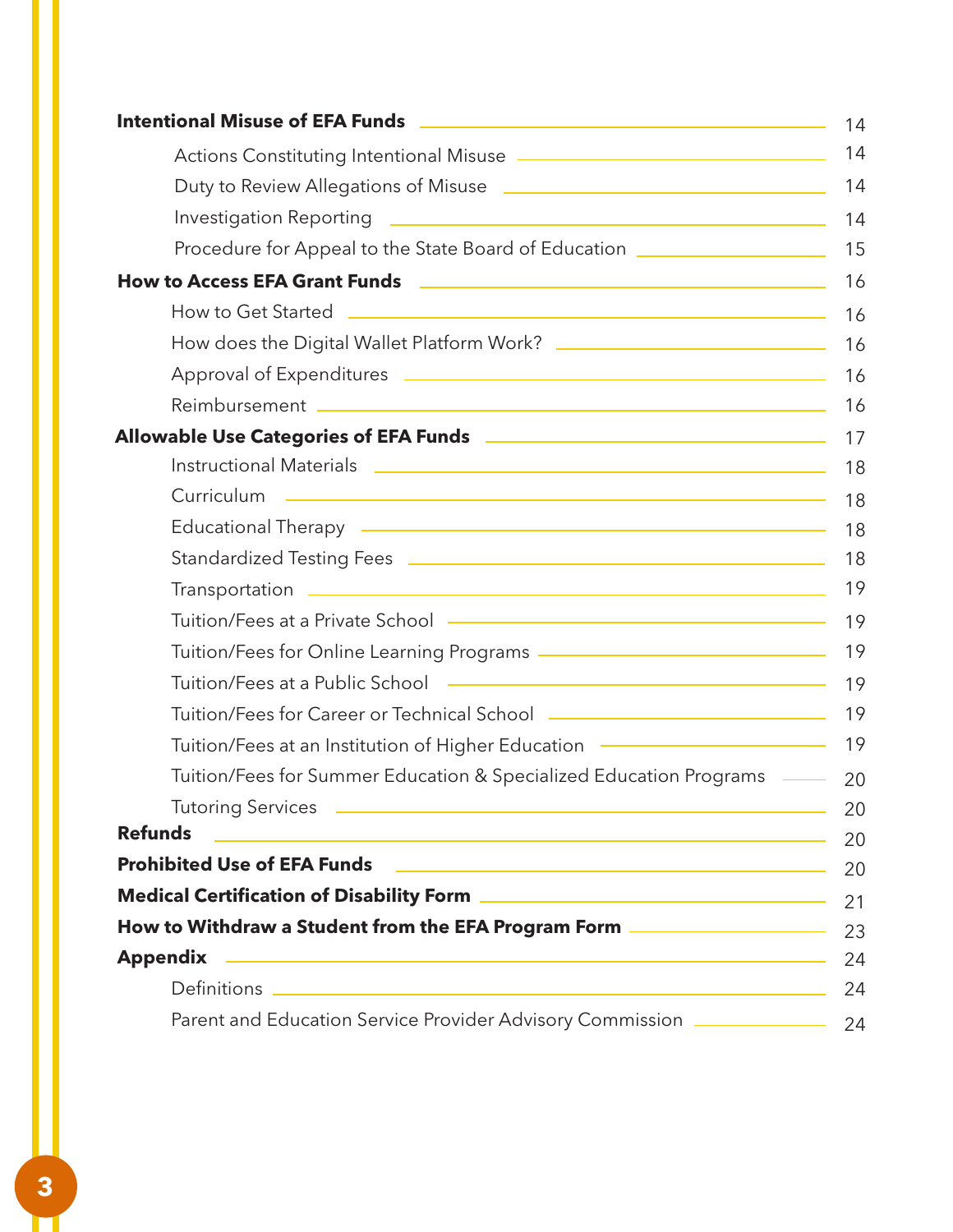**Intentional Misuse of EFA Funds** 14

- Actions Constituting Intentional Misuse 14
- Duty to Review Allegations of Misuse 14
- Investigation Reporting 14
- Procedure for Appeal to the State Board of Education 15

**How to Access EFA Grant Funds** 16

- How to Get Started 16
- How does the Digital Wallet Platform Work? 16
- Approval of Expenditures 16
- Reimbursement 16

**Allowable Use Categories of EFA Funds** 17

- Instructional Materials 18
- Curriculum 18
- Educational Therapy 18
- Standardized Testing Fees 18
- Transportation 19
- Tuition/Fees at a Private School 19
- Tuition/Fees for Online Learning Programs 19
- Tuition/Fees at a Public School 19
- Tuition/Fees for Career or Technical School 19
- Tuition/Fees at an Institution of Higher Education 19
- Tuition/Fees for Summer Education & Specialized Education Programs 20
- Tutoring Services 20

**Refunds** 20

**Prohibited Use of EFA Funds** 20

**Medical Certification of Disability Form** 21

**How to Withdraw a Student from the EFA Program Form** 23

**Appendix** 24

- Definitions 24
- Parent and Education Service Provider Advisory Commission 24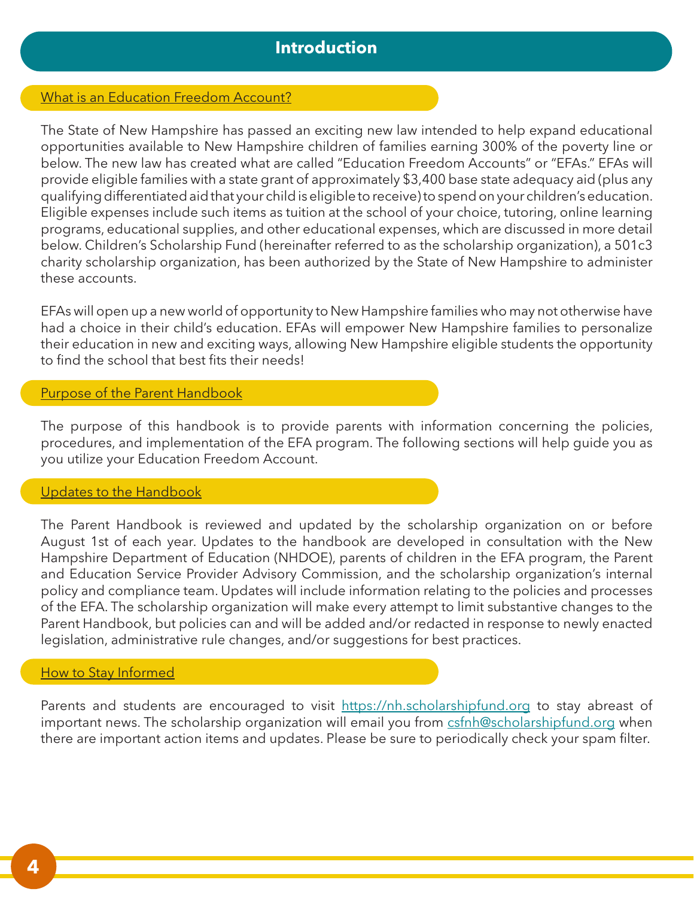# Introduction

## What is an Education Freedom Account?

The State of New Hampshire has passed an exciting new law intended to help expand educational opportunities available to New Hampshire children of families earning 300% of the poverty line or below. The new law has created what are called "Education Freedom Accounts" or "EFAs." EFAs will provide eligible families with a state grant of approximately $3,400 base state adequacy aid (plus any qualifying differentiated aid that your child is eligible to receive) to spend on your children's education. Eligible expenses include such items as tuition at the school of your choice, tutoring, online learning programs, educational supplies, and other educational expenses, which are discussed in more detail below. Children's Scholarship Fund (hereinafter referred to as the scholarship organization), a 501c3 charity scholarship organization, has been authorized by the State of New Hampshire to administer these accounts.

EFAs will open up a new world of opportunity to New Hampshire families who may not otherwise have had a choice in their child's education. EFAs will empower New Hampshire families to personalize their education in new and exciting ways, allowing New Hampshire eligible students the opportunity to find the school that best fits their needs!

## Purpose of the Parent Handbook

The purpose of this handbook is to provide parents with information concerning the policies, procedures, and implementation of the EFA program. The following sections will help guide you as you utilize your Education Freedom Account.

## Updates to the Handbook

The Parent Handbook is reviewed and updated by the scholarship organization on or before August 1st of each year. Updates to the handbook are developed in consultation with the New Hampshire Department of Education (NHDOE), parents of children in the EFA program, the Parent and Education Service Provider Advisory Commission, and the scholarship organization's internal policy and compliance team. Updates will include information relating to the policies and processes of the EFA. The scholarship organization will make every attempt to limit substantive changes to the Parent Handbook, but policies can and will be added and/or redacted in response to newly enacted legislation, administrative rule changes, and/or suggestions for best practices.

## How to Stay Informed

Parents and students are encouraged to visit https://nh.scholarshipfund.org to stay abreast of important news. The scholarship organization will email you from csfnh@scholarshipfund.org when there are important action items and updates. Please be sure to periodically check your spam filter.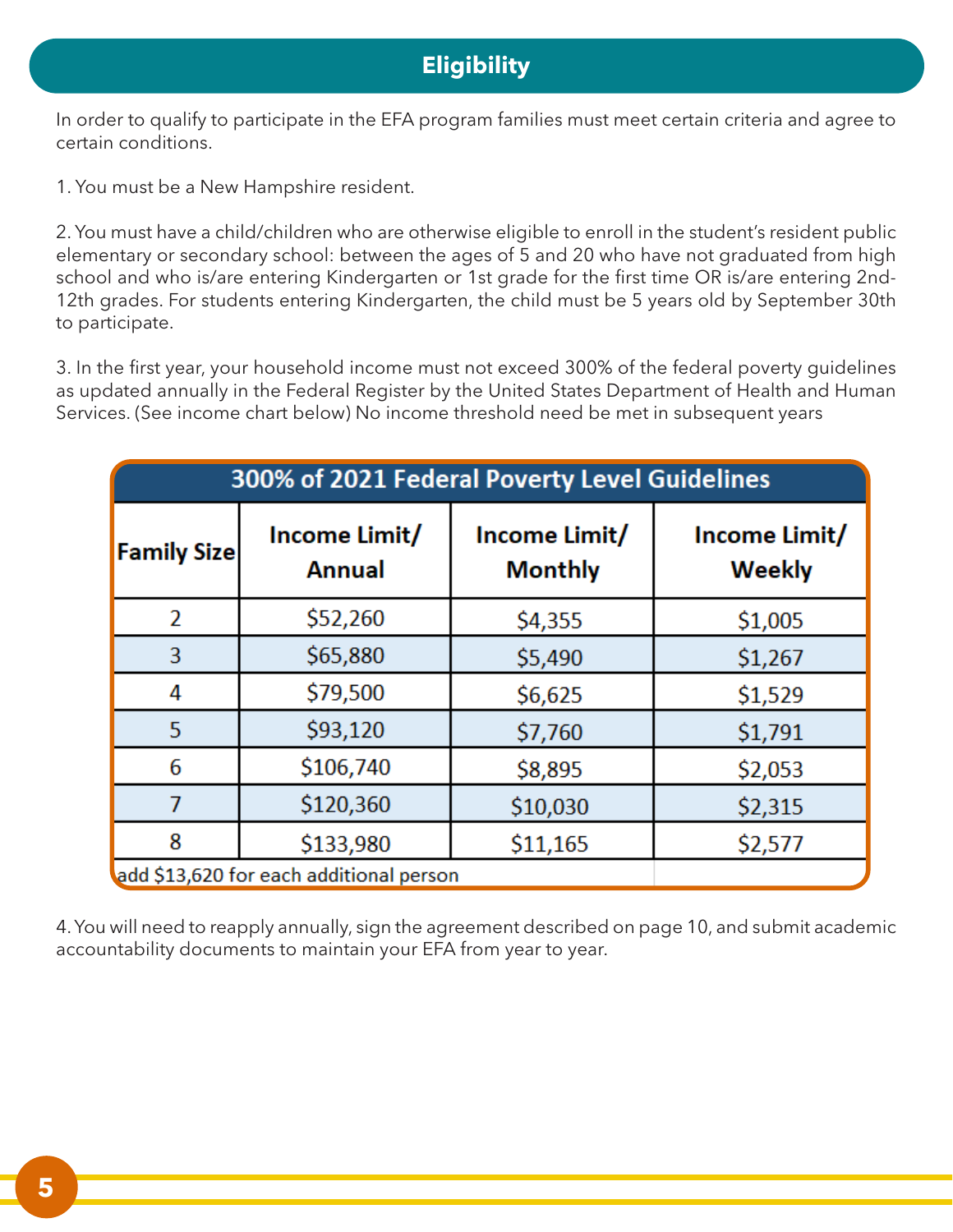## Eligibility

In order to qualify to participate in the EFA program families must meet certain criteria and agree to certain conditions.

1. You must be a New Hampshire resident.

2. You must have a child/children who are otherwise eligible to enroll in the student's resident public elementary or secondary school: between the ages of 5 and 20 who have not graduated from high school and who is/are entering Kindergarten or 1st grade for the first time OR is/are entering 2nd-12th grades. For students entering Kindergarten, the child must be 5 years old by September 30th to participate.

3. In the first year, your household income must not exceed 300% of the federal poverty guidelines as updated annually in the Federal Register by the United States Department of Health and Human Services. (See income chart below) No income threshold need be met in subsequent years

| 300% of 2021 Federal Poverty Level Guidelines | | | |
|---|---|---|---|
| **Family Size** | **Income Limit/ Annual** | **Income Limit/ Monthly** | **Income Limit/ Weekly** |
| 2 | $52,260 | $4,355 | $1,005 |
| 3 | $65,880 | $5,490 | $1,267 |
| 4 | $79,500 | $6,625 | $1,529 |
| 5 | $93,120 | $7,760 | $1,791 |
| 6 | $106,740 | $8,895 | $2,053 |
| 7 | $120,360 | $10,030 | $2,315 |
| 8 | $133,980 | $11,165 | $2,577 |
| add $13,620 for each additional person | | | |

4. You will need to reapply annually, sign the agreement described on page 10, and submit academic accountability documents to maintain your EFA from year to year.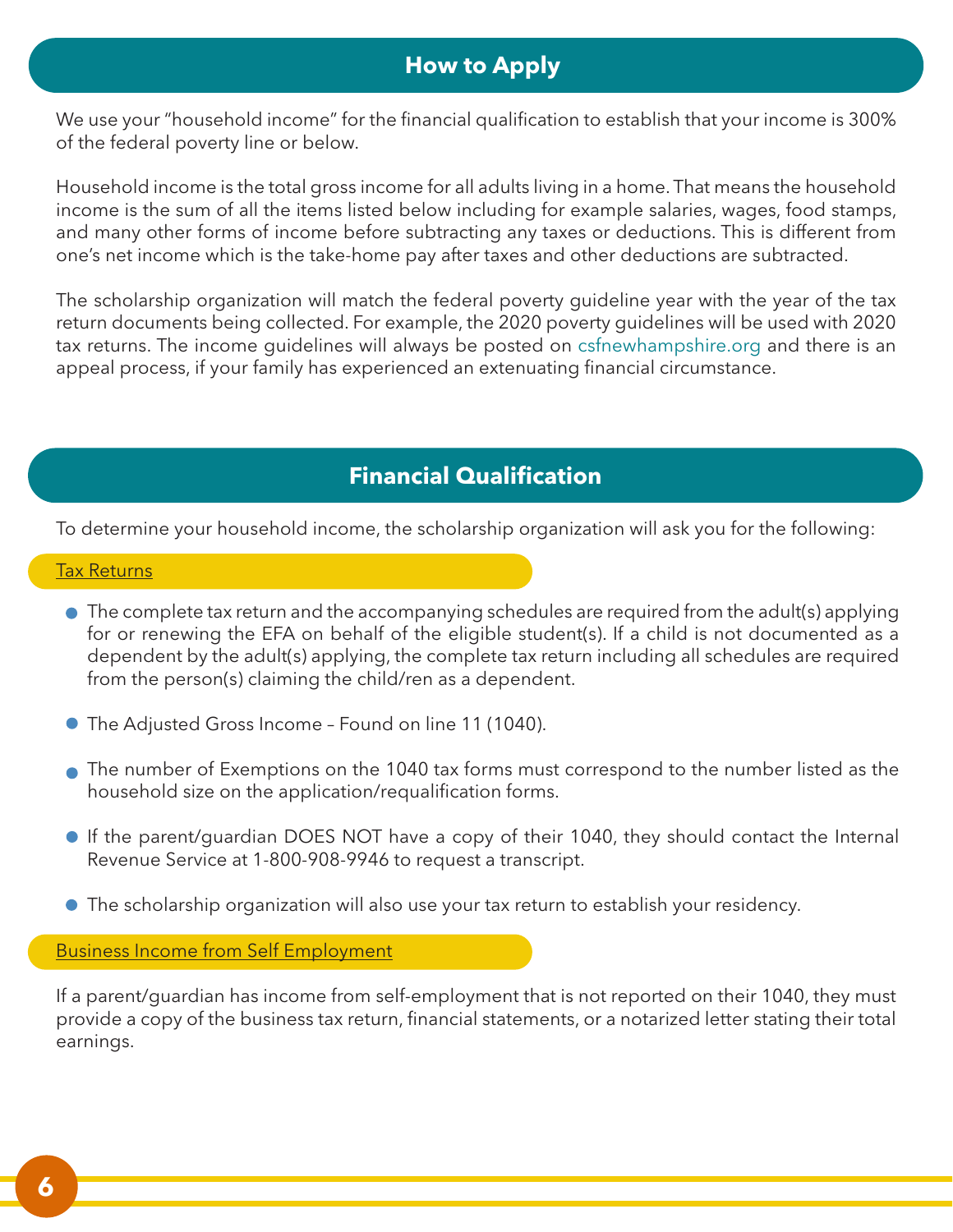## How to Apply

We use your "household income" for the financial qualification to establish that your income is 300% of the federal poverty line or below.

Household income is the total gross income for all adults living in a home. That means the household income is the sum of all the items listed below including for example salaries, wages, food stamps, and many other forms of income before subtracting any taxes or deductions. This is different from one's net income which is the take-home pay after taxes and other deductions are subtracted.

The scholarship organization will match the federal poverty guideline year with the year of the tax return documents being collected. For example, the 2020 poverty guidelines will be used with 2020 tax returns. The income guidelines will always be posted on csfnewhampshire.org and there is an appeal process, if your family has experienced an extenuating financial circumstance.

## Financial Qualification

To determine your household income, the scholarship organization will ask you for the following:

### Tax Returns

- The complete tax return and the accompanying schedules are required from the adult(s) applying for or renewing the EFA on behalf of the eligible student(s). If a child is not documented as a dependent by the adult(s) applying, the complete tax return including all schedules are required from the person(s) claiming the child/ren as a dependent.
- The Adjusted Gross Income – Found on line 11 (1040).
- The number of Exemptions on the 1040 tax forms must correspond to the number listed as the household size on the application/requalification forms.
- If the parent/guardian DOES NOT have a copy of their 1040, they should contact the Internal Revenue Service at 1-800-908-9946 to request a transcript.
- The scholarship organization will also use your tax return to establish your residency.

### Business Income from Self Employment

If a parent/guardian has income from self-employment that is not reported on their 1040, they must provide a copy of the business tax return, financial statements, or a notarized letter stating their total earnings.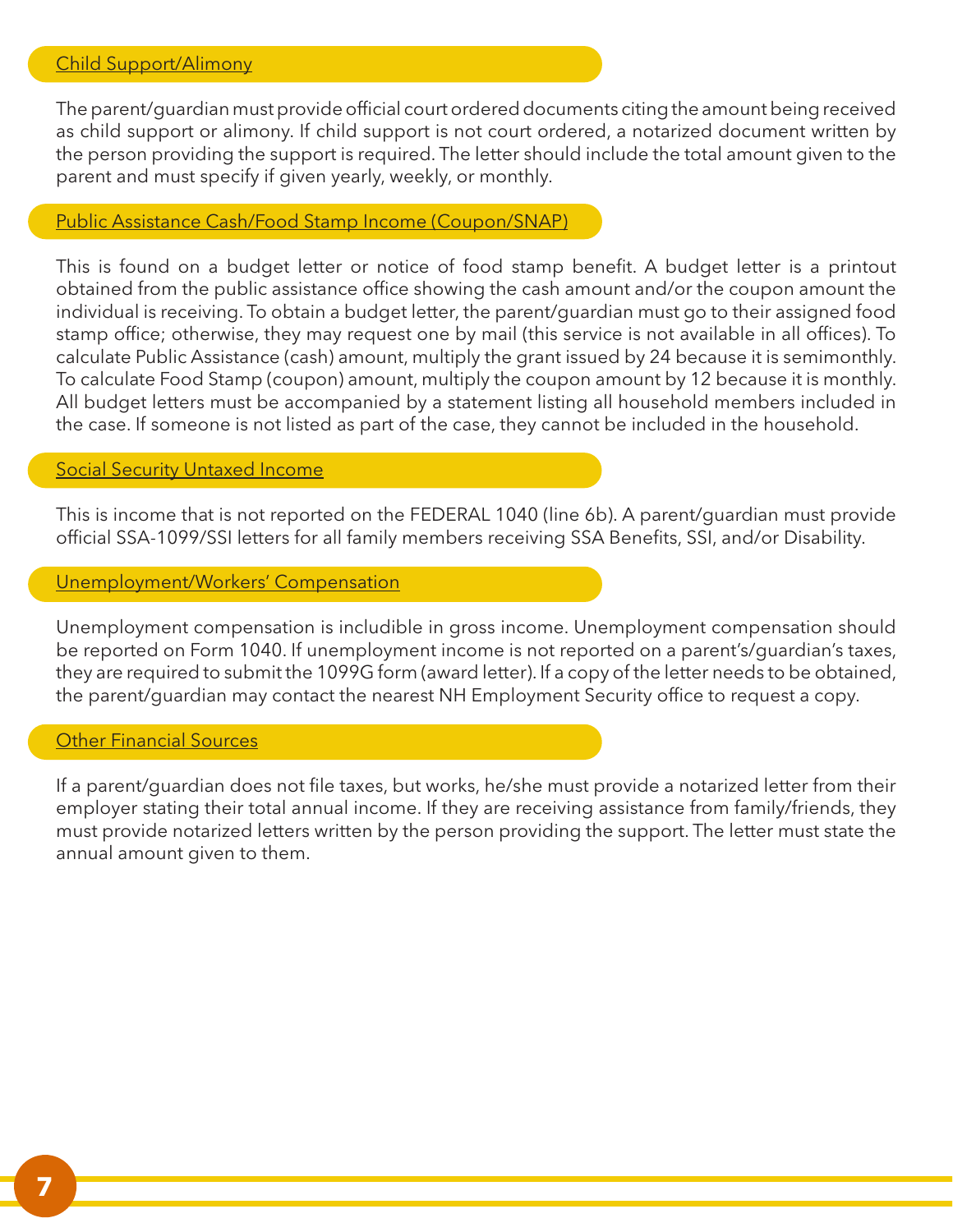## Child Support/Alimony

The parent/guardian must provide official court ordered documents citing the amount being received as child support or alimony. If child support is not court ordered, a notarized document written by the person providing the support is required. The letter should include the total amount given to the parent and must specify if given yearly, weekly, or monthly.

## Public Assistance Cash/Food Stamp Income (Coupon/SNAP)

This is found on a budget letter or notice of food stamp benefit. A budget letter is a printout obtained from the public assistance office showing the cash amount and/or the coupon amount the individual is receiving. To obtain a budget letter, the parent/guardian must go to their assigned food stamp office; otherwise, they may request one by mail (this service is not available in all offices). To calculate Public Assistance (cash) amount, multiply the grant issued by 24 because it is semimonthly. To calculate Food Stamp (coupon) amount, multiply the coupon amount by 12 because it is monthly. All budget letters must be accompanied by a statement listing all household members included in the case. If someone is not listed as part of the case, they cannot be included in the household.

## Social Security Untaxed Income

This is income that is not reported on the FEDERAL 1040 (line 6b). A parent/guardian must provide official SSA-1099/SSI letters for all family members receiving SSA Benefits, SSI, and/or Disability.

## Unemployment/Workers' Compensation

Unemployment compensation is includible in gross income. Unemployment compensation should be reported on Form 1040. If unemployment income is not reported on a parent's/guardian's taxes, they are required to submit the 1099G form (award letter). If a copy of the letter needs to be obtained, the parent/guardian may contact the nearest NH Employment Security office to request a copy.

## Other Financial Sources

If a parent/guardian does not file taxes, but works, he/she must provide a notarized letter from their employer stating their total annual income. If they are receiving assistance from family/friends, they must provide notarized letters written by the person providing the support. The letter must state the annual amount given to them.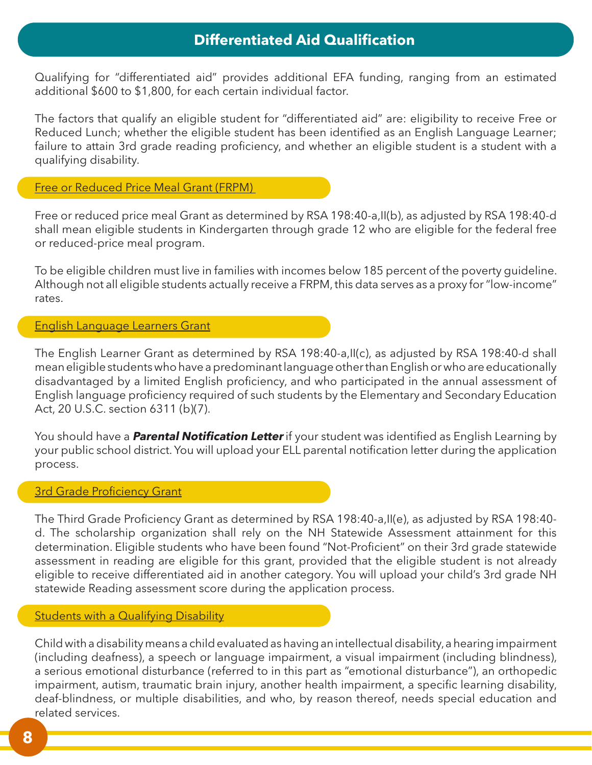## Differentiated Aid Qualification

Qualifying for "differentiated aid" provides additional EFA funding, ranging from an estimated additional $600 to $1,800, for each certain individual factor.

The factors that qualify an eligible student for "differentiated aid" are: eligibility to receive Free or Reduced Lunch; whether the eligible student has been identified as an English Language Learner; failure to attain 3rd grade reading proficiency, and whether an eligible student is a student with a qualifying disability.

### Free or Reduced Price Meal Grant (FRPM)

Free or reduced price meal Grant as determined by RSA 198:40-a,II(b), as adjusted by RSA 198:40-d shall mean eligible students in Kindergarten through grade 12 who are eligible for the federal free or reduced-price meal program.

To be eligible children must live in families with incomes below 185 percent of the poverty guideline. Although not all eligible students actually receive a FRPM, this data serves as a proxy for "low-income" rates.

### English Language Learners Grant

The English Learner Grant as determined by RSA 198:40-a,II(c), as adjusted by RSA 198:40-d shall mean eligible students who have a predominant language other than English or who are educationally disadvantaged by a limited English proficiency, and who participated in the annual assessment of English language proficiency required of such students by the Elementary and Secondary Education Act, 20 U.S.C. section 6311 (b)(7).

You should have a ***Parental Notification Letter*** if your student was identified as English Learning by your public school district. You will upload your ELL parental notification letter during the application process.

### 3rd Grade Proficiency Grant

The Third Grade Proficiency Grant as determined by RSA 198:40-a,II(e), as adjusted by RSA 198:40-d. The scholarship organization shall rely on the NH Statewide Assessment attainment for this determination. Eligible students who have been found "Not-Proficient" on their 3rd grade statewide assessment in reading are eligible for this grant, provided that the eligible student is not already eligible to receive differentiated aid in another category. You will upload your child's 3rd grade NH statewide Reading assessment score during the application process.

### Students with a Qualifying Disability

Child with a disability means a child evaluated as having an intellectual disability, a hearing impairment (including deafness), a speech or language impairment, a visual impairment (including blindness), a serious emotional disturbance (referred to in this part as "emotional disturbance"), an orthopedic impairment, autism, traumatic brain injury, another health impairment, a specific learning disability, deaf-blindness, or multiple disabilities, and who, by reason thereof, needs special education and related services.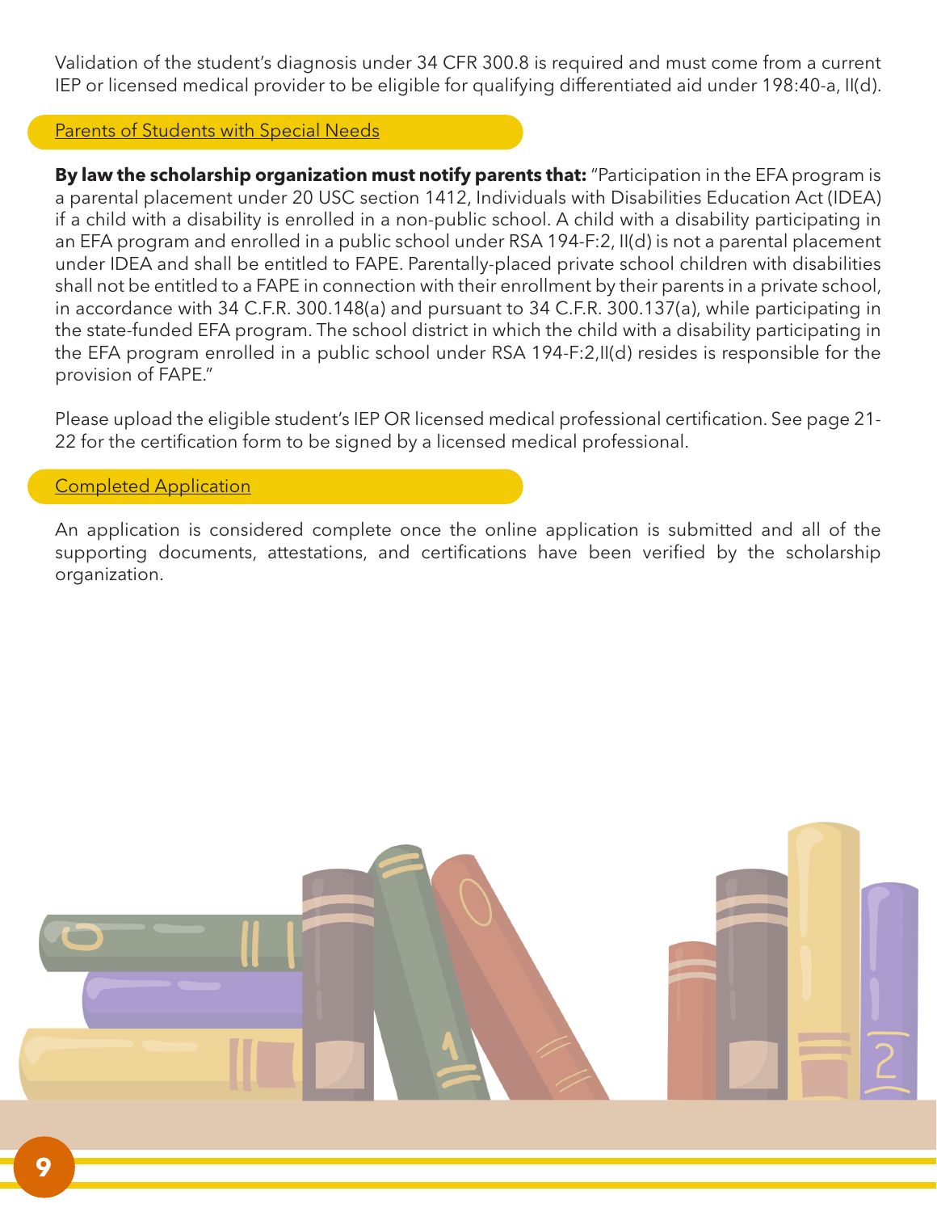Validation of the student's diagnosis under 34 CFR 300.8 is required and must come from a current IEP or licensed medical provider to be eligible for qualifying differentiated aid under 198:40-a, II(d).

## Parents of Students with Special Needs

**By law the scholarship organization must notify parents that:** "Participation in the EFA program is a parental placement under 20 USC section 1412, Individuals with Disabilities Education Act (IDEA) if a child with a disability is enrolled in a non-public school. A child with a disability participating in an EFA program and enrolled in a public school under RSA 194-F:2, II(d) is not a parental placement under IDEA and shall be entitled to FAPE. Parentally-placed private school children with disabilities shall not be entitled to a FAPE in connection with their enrollment by their parents in a private school, in accordance with 34 C.F.R. 300.148(a) and pursuant to 34 C.F.R. 300.137(a), while participating in the state-funded EFA program. The school district in which the child with a disability participating in the EFA program enrolled in a public school under RSA 194-F:2,II(d) resides is responsible for the provision of FAPE."

Please upload the eligible student's IEP OR licensed medical professional certification. See page 21-22 for the certification form to be signed by a licensed medical professional.

## Completed Application

An application is considered complete once the online application is submitted and all of the supporting documents, attestations, and certifications have been verified by the scholarship organization.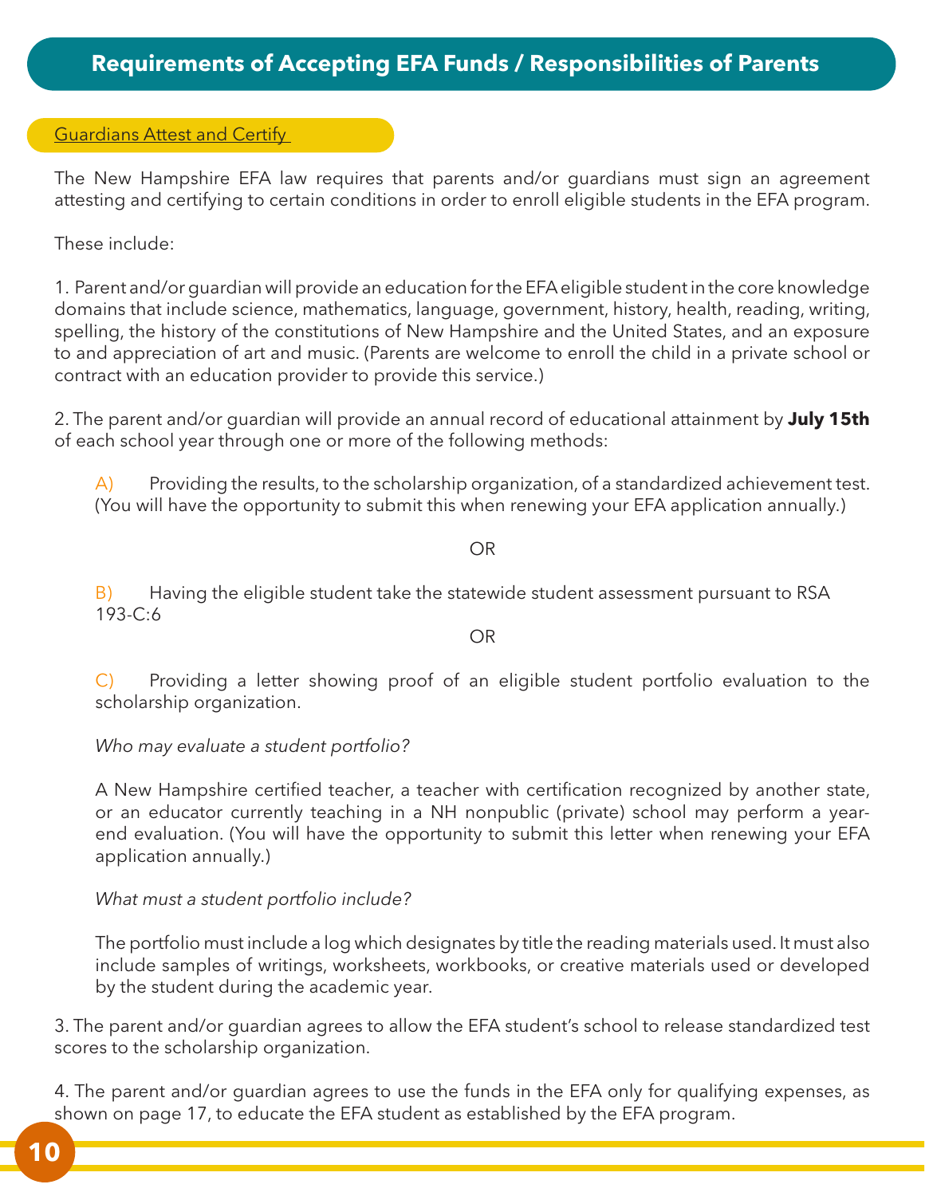## Requirements of Accepting EFA Funds / Responsibilities of Parents

### Guardians Attest and Certify

The New Hampshire EFA law requires that parents and/or guardians must sign an agreement attesting and certifying to certain conditions in order to enroll eligible students in the EFA program.

These include:

1. Parent and/or guardian will provide an education for the EFA eligible student in the core knowledge domains that include science, mathematics, language, government, history, health, reading, writing, spelling, the history of the constitutions of New Hampshire and the United States, and an exposure to and appreciation of art and music. (Parents are welcome to enroll the child in a private school or contract with an education provider to provide this service.)

2. The parent and/or guardian will provide an annual record of educational attainment by **July 15th** of each school year through one or more of the following methods:

   A) Providing the results, to the scholarship organization, of a standardized achievement test. (You will have the opportunity to submit this when renewing your EFA application annually.)

   OR

   B) Having the eligible student take the statewide student assessment pursuant to RSA 193-C:6

   OR

   C) Providing a letter showing proof of an eligible student portfolio evaluation to the scholarship organization.

   *Who may evaluate a student portfolio?*

   A New Hampshire certified teacher, a teacher with certification recognized by another state, or an educator currently teaching in a NH nonpublic (private) school may perform a year-end evaluation. (You will have the opportunity to submit this letter when renewing your EFA application annually.)

   *What must a student portfolio include?*

   The portfolio must include a log which designates by title the reading materials used. It must also include samples of writings, worksheets, workbooks, or creative materials used or developed by the student during the academic year.

3. The parent and/or guardian agrees to allow the EFA student's school to release standardized test scores to the scholarship organization.

4. The parent and/or guardian agrees to use the funds in the EFA only for qualifying expenses, as shown on page 17, to educate the EFA student as established by the EFA program.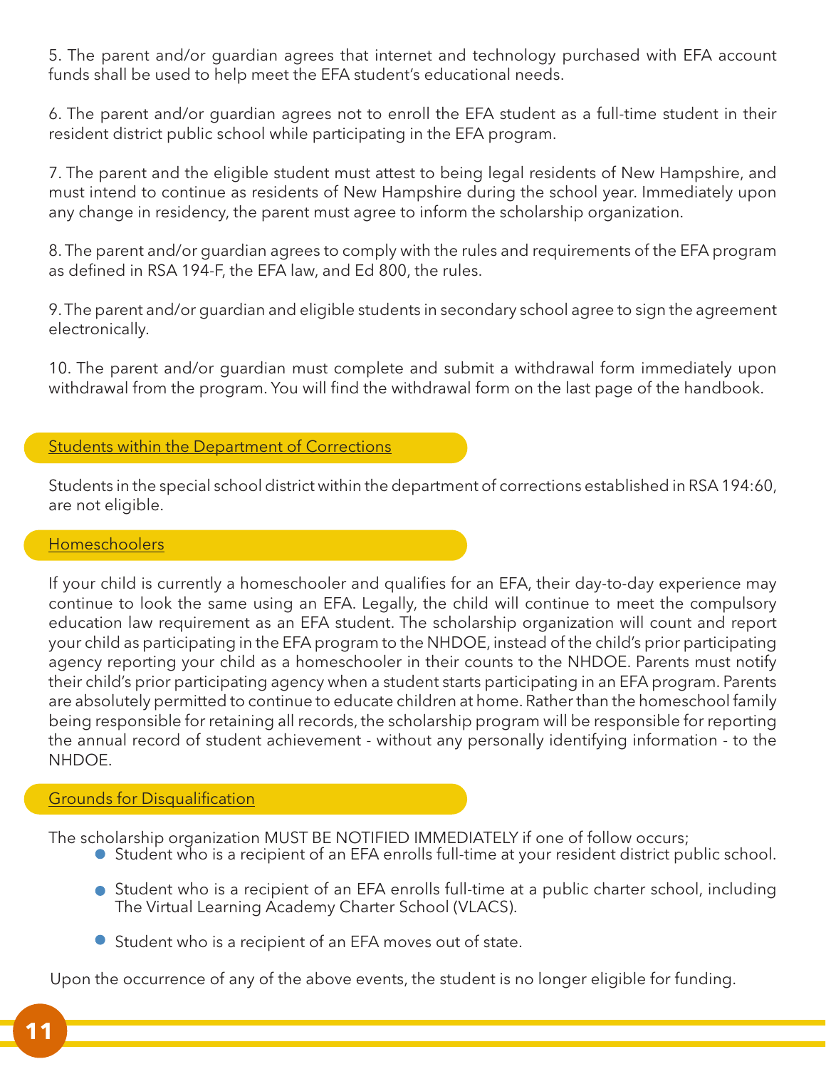5. The parent and/or guardian agrees that internet and technology purchased with EFA account funds shall be used to help meet the EFA student's educational needs.

6. The parent and/or guardian agrees not to enroll the EFA student as a full-time student in their resident district public school while participating in the EFA program.

7. The parent and the eligible student must attest to being legal residents of New Hampshire, and must intend to continue as residents of New Hampshire during the school year. Immediately upon any change in residency, the parent must agree to inform the scholarship organization.

8. The parent and/or guardian agrees to comply with the rules and requirements of the EFA program as defined in RSA 194-F, the EFA law, and Ed 800, the rules.

9. The parent and/or guardian and eligible students in secondary school agree to sign the agreement electronically.

10. The parent and/or guardian must complete and submit a withdrawal form immediately upon withdrawal from the program. You will find the withdrawal form on the last page of the handbook.

## Students within the Department of Corrections

Students in the special school district within the department of corrections established in RSA 194:60, are not eligible.

## Homeschoolers

If your child is currently a homeschooler and qualifies for an EFA, their day-to-day experience may continue to look the same using an EFA. Legally, the child will continue to meet the compulsory education law requirement as an EFA student. The scholarship organization will count and report your child as participating in the EFA program to the NHDOE, instead of the child's prior participating agency reporting your child as a homeschooler in their counts to the NHDOE. Parents must notify their child's prior participating agency when a student starts participating in an EFA program. Parents are absolutely permitted to continue to educate children at home. Rather than the homeschool family being responsible for retaining all records, the scholarship program will be responsible for reporting the annual record of student achievement - without any personally identifying information - to the NHDOE.

## Grounds for Disqualification

The scholarship organization MUST BE NOTIFIED IMMEDIATELY if one of follow occurs;

- Student who is a recipient of an EFA enrolls full-time at your resident district public school.
- Student who is a recipient of an EFA enrolls full-time at a public charter school, including The Virtual Learning Academy Charter School (VLACS).
- Student who is a recipient of an EFA moves out of state.

Upon the occurrence of any of the above events, the student is no longer eligible for funding.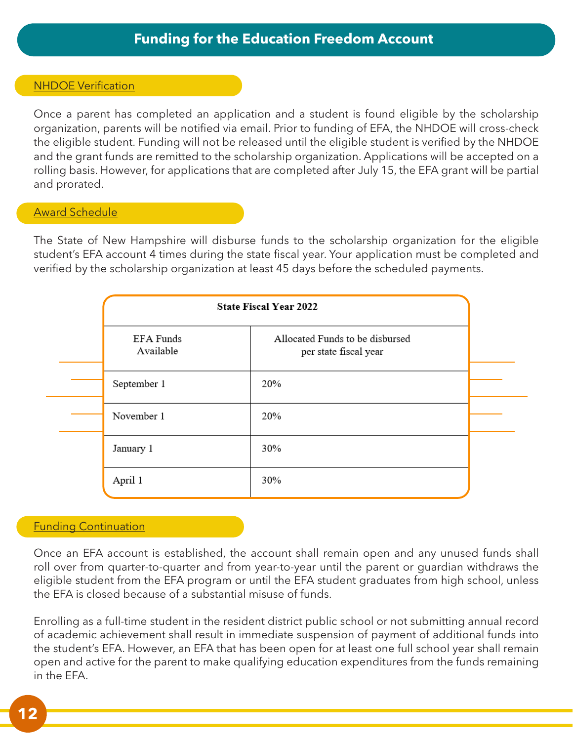# Funding for the Education Freedom Account

## NHDOE Verification

Once a parent has completed an application and a student is found eligible by the scholarship organization, parents will be notified via email. Prior to funding of EFA, the NHDOE will cross-check the eligible student. Funding will not be released until the eligible student is verified by the NHDOE and the grant funds are remitted to the scholarship organization. Applications will be accepted on a rolling basis. However, for applications that are completed after July 15, the EFA grant will be partial and prorated.

## Award Schedule

The State of New Hampshire will disburse funds to the scholarship organization for the eligible student's EFA account 4 times during the state fiscal year. Your application must be completed and verified by the scholarship organization at least 45 days before the scheduled payments.

| State Fiscal Year 2022 | |
|---|---|
| EFA Funds Available | Allocated Funds to be disbursed per state fiscal year |
| September 1 | 20% |
| November 1 | 20% |
| January 1 | 30% |
| April 1 | 30% |

## Funding Continuation

Once an EFA account is established, the account shall remain open and any unused funds shall roll over from quarter-to-quarter and from year-to-year until the parent or guardian withdraws the eligible student from the EFA program or until the EFA student graduates from high school, unless the EFA is closed because of a substantial misuse of funds.

Enrolling as a full-time student in the resident district public school or not submitting annual record of academic achievement shall result in immediate suspension of payment of additional funds into the student's EFA. However, an EFA that has been open for at least one full school year shall remain open and active for the parent to make qualifying education expenditures from the funds remaining in the EFA.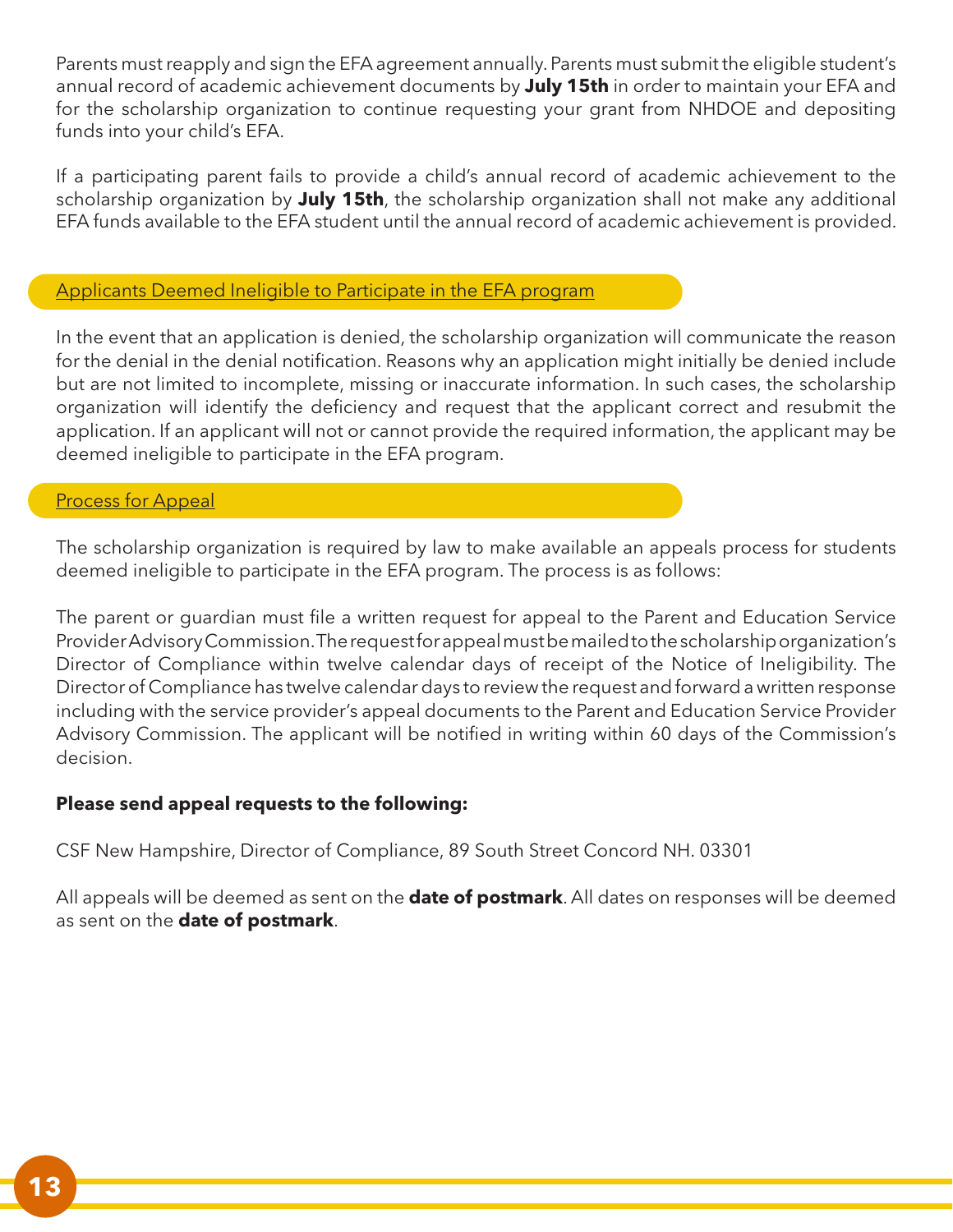Parents must reapply and sign the EFA agreement annually. Parents must submit the eligible student's annual record of academic achievement documents by **July 15th** in order to maintain your EFA and for the scholarship organization to continue requesting your grant from NHDOE and depositing funds into your child's EFA.

If a participating parent fails to provide a child's annual record of academic achievement to the scholarship organization by **July 15th**, the scholarship organization shall not make any additional EFA funds available to the EFA student until the annual record of academic achievement is provided.

## Applicants Deemed Ineligible to Participate in the EFA program

In the event that an application is denied, the scholarship organization will communicate the reason for the denial in the denial notification. Reasons why an application might initially be denied include but are not limited to incomplete, missing or inaccurate information. In such cases, the scholarship organization will identify the deficiency and request that the applicant correct and resubmit the application. If an applicant will not or cannot provide the required information, the applicant may be deemed ineligible to participate in the EFA program.

## Process for Appeal

The scholarship organization is required by law to make available an appeals process for students deemed ineligible to participate in the EFA program. The process is as follows:

The parent or guardian must file a written request for appeal to the Parent and Education Service Provider Advisory Commission. The request for appeal must be mailed to the scholarship organization's Director of Compliance within twelve calendar days of receipt of the Notice of Ineligibility. The Director of Compliance has twelve calendar days to review the request and forward a written response including with the service provider's appeal documents to the Parent and Education Service Provider Advisory Commission. The applicant will be notified in writing within 60 days of the Commission's decision.

**Please send appeal requests to the following:**

CSF New Hampshire, Director of Compliance, 89 South Street Concord NH. 03301

All appeals will be deemed as sent on the **date of postmark**. All dates on responses will be deemed as sent on the **date of postmark**.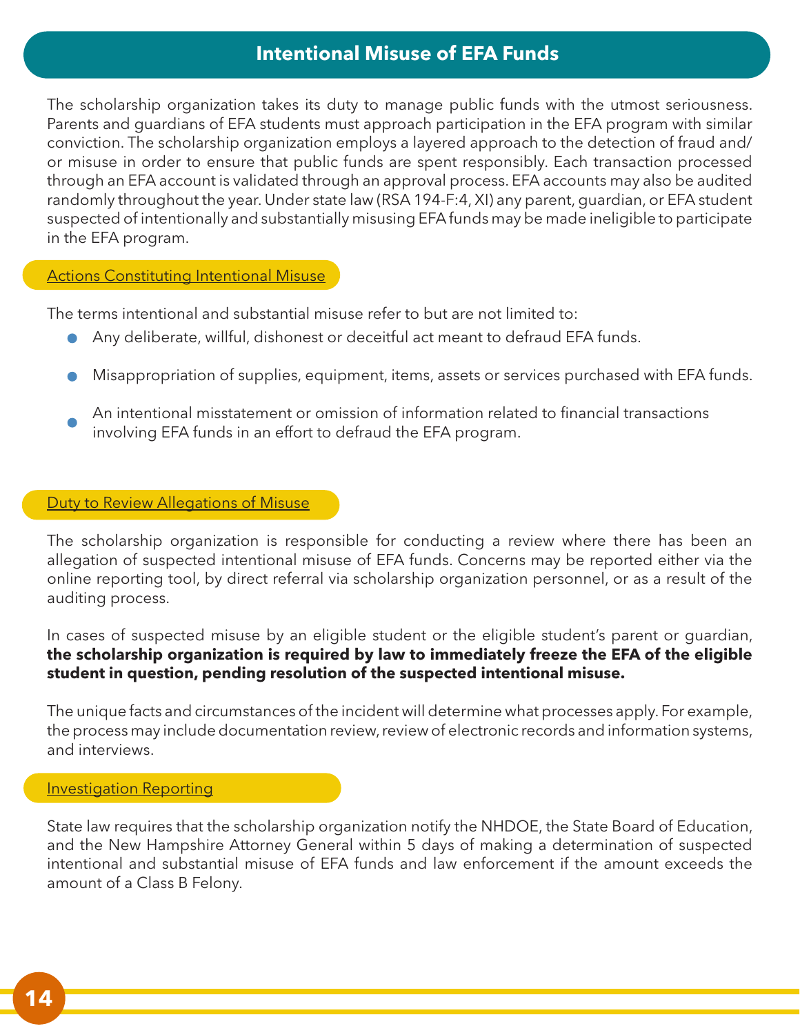# Intentional Misuse of EFA Funds

The scholarship organization takes its duty to manage public funds with the utmost seriousness. Parents and guardians of EFA students must approach participation in the EFA program with similar conviction. The scholarship organization employs a layered approach to the detection of fraud and/or misuse in order to ensure that public funds are spent responsibly. Each transaction processed through an EFA account is validated through an approval process. EFA accounts may also be audited randomly throughout the year. Under state law (RSA 194-F:4, XI) any parent, guardian, or EFA student suspected of intentionally and substantially misusing EFA funds may be made ineligible to participate in the EFA program.

## Actions Constituting Intentional Misuse

The terms intentional and substantial misuse refer to but are not limited to:

- Any deliberate, willful, dishonest or deceitful act meant to defraud EFA funds.
- Misappropriation of supplies, equipment, items, assets or services purchased with EFA funds.
- An intentional misstatement or omission of information related to financial transactions involving EFA funds in an effort to defraud the EFA program.

## Duty to Review Allegations of Misuse

The scholarship organization is responsible for conducting a review where there has been an allegation of suspected intentional misuse of EFA funds. Concerns may be reported either via the online reporting tool, by direct referral via scholarship organization personnel, or as a result of the auditing process.

In cases of suspected misuse by an eligible student or the eligible student's parent or guardian, **the scholarship organization is required by law to immediately freeze the EFA of the eligible student in question, pending resolution of the suspected intentional misuse.**

The unique facts and circumstances of the incident will determine what processes apply. For example, the process may include documentation review, review of electronic records and information systems, and interviews.

## Investigation Reporting

State law requires that the scholarship organization notify the NHDOE, the State Board of Education, and the New Hampshire Attorney General within 5 days of making a determination of suspected intentional and substantial misuse of EFA funds and law enforcement if the amount exceeds the amount of a Class B Felony.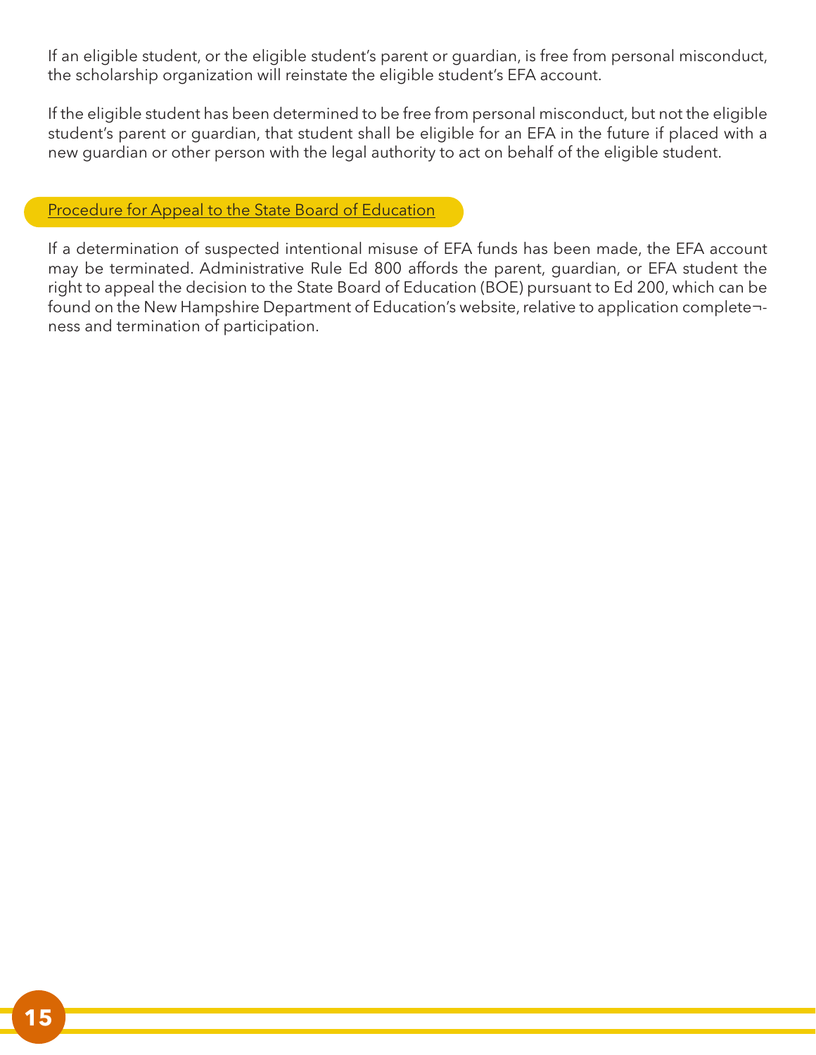If an eligible student, or the eligible student's parent or guardian, is free from personal misconduct, the scholarship organization will reinstate the eligible student's EFA account.

If the eligible student has been determined to be free from personal misconduct, but not the eligible student's parent or guardian, that student shall be eligible for an EFA in the future if placed with a new guardian or other person with the legal authority to act on behalf of the eligible student.

## Procedure for Appeal to the State Board of Education

If a determination of suspected intentional misuse of EFA funds has been made, the EFA account may be terminated. Administrative Rule Ed 800 affords the parent, guardian, or EFA student the right to appeal the decision to the State Board of Education (BOE) pursuant to Ed 200, which can be found on the New Hampshire Department of Education's website, relative to application completeness and termination of participation.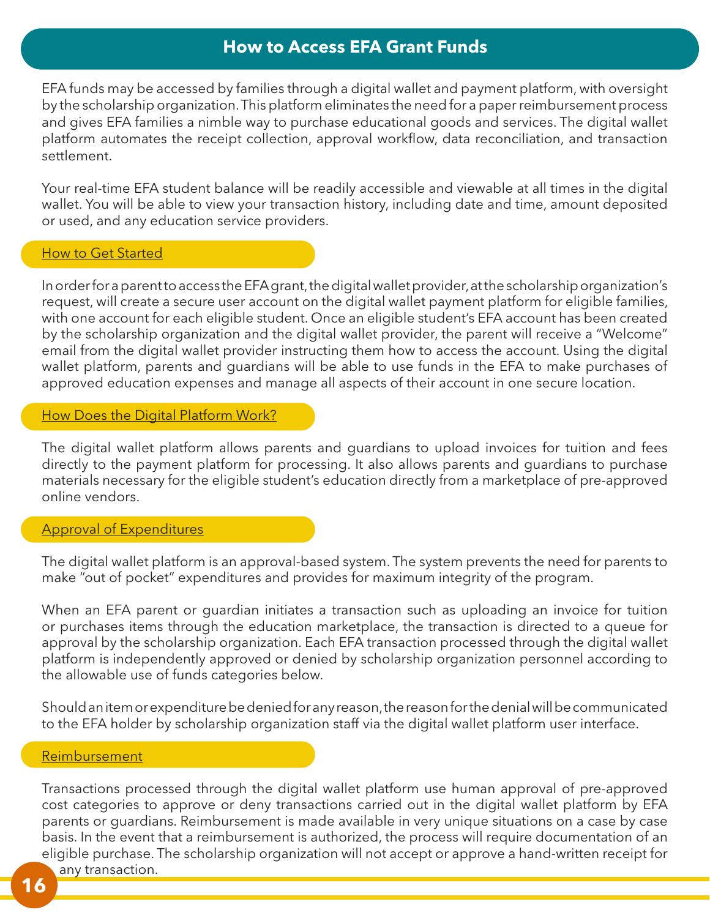# How to Access EFA Grant Funds

EFA funds may be accessed by families through a digital wallet and payment platform, with oversight by the scholarship organization. This platform eliminates the need for a paper reimbursement process and gives EFA families a nimble way to purchase educational goods and services. The digital wallet platform automates the receipt collection, approval workflow, data reconciliation, and transaction settlement.

Your real-time EFA student balance will be readily accessible and viewable at all times in the digital wallet. You will be able to view your transaction history, including date and time, amount deposited or used, and any education service providers.

## How to Get Started

In order for a parent to access the EFA grant, the digital wallet provider, at the scholarship organization's request, will create a secure user account on the digital wallet payment platform for eligible families, with one account for each eligible student. Once an eligible student's EFA account has been created by the scholarship organization and the digital wallet provider, the parent will receive a "Welcome" email from the digital wallet provider instructing them how to access the account. Using the digital wallet platform, parents and guardians will be able to use funds in the EFA to make purchases of approved education expenses and manage all aspects of their account in one secure location.

## How Does the Digital Platform Work?

The digital wallet platform allows parents and guardians to upload invoices for tuition and fees directly to the payment platform for processing. It also allows parents and guardians to purchase materials necessary for the eligible student's education directly from a marketplace of pre-approved online vendors.

## Approval of Expenditures

The digital wallet platform is an approval-based system. The system prevents the need for parents to make "out of pocket" expenditures and provides for maximum integrity of the program.

When an EFA parent or guardian initiates a transaction such as uploading an invoice for tuition or purchases items through the education marketplace, the transaction is directed to a queue for approval by the scholarship organization. Each EFA transaction processed through the digital wallet platform is independently approved or denied by scholarship organization personnel according to the allowable use of funds categories below.

Should an item or expenditure be denied for any reason, the reason for the denial will be communicated to the EFA holder by scholarship organization staff via the digital wallet platform user interface.

## Reimbursement

Transactions processed through the digital wallet platform use human approval of pre-approved cost categories to approve or deny transactions carried out in the digital wallet platform by EFA parents or guardians. Reimbursement is made available in very unique situations on a case by case basis. In the event that a reimbursement is authorized, the process will require documentation of an eligible purchase. The scholarship organization will not accept or approve a hand-written receipt for any transaction.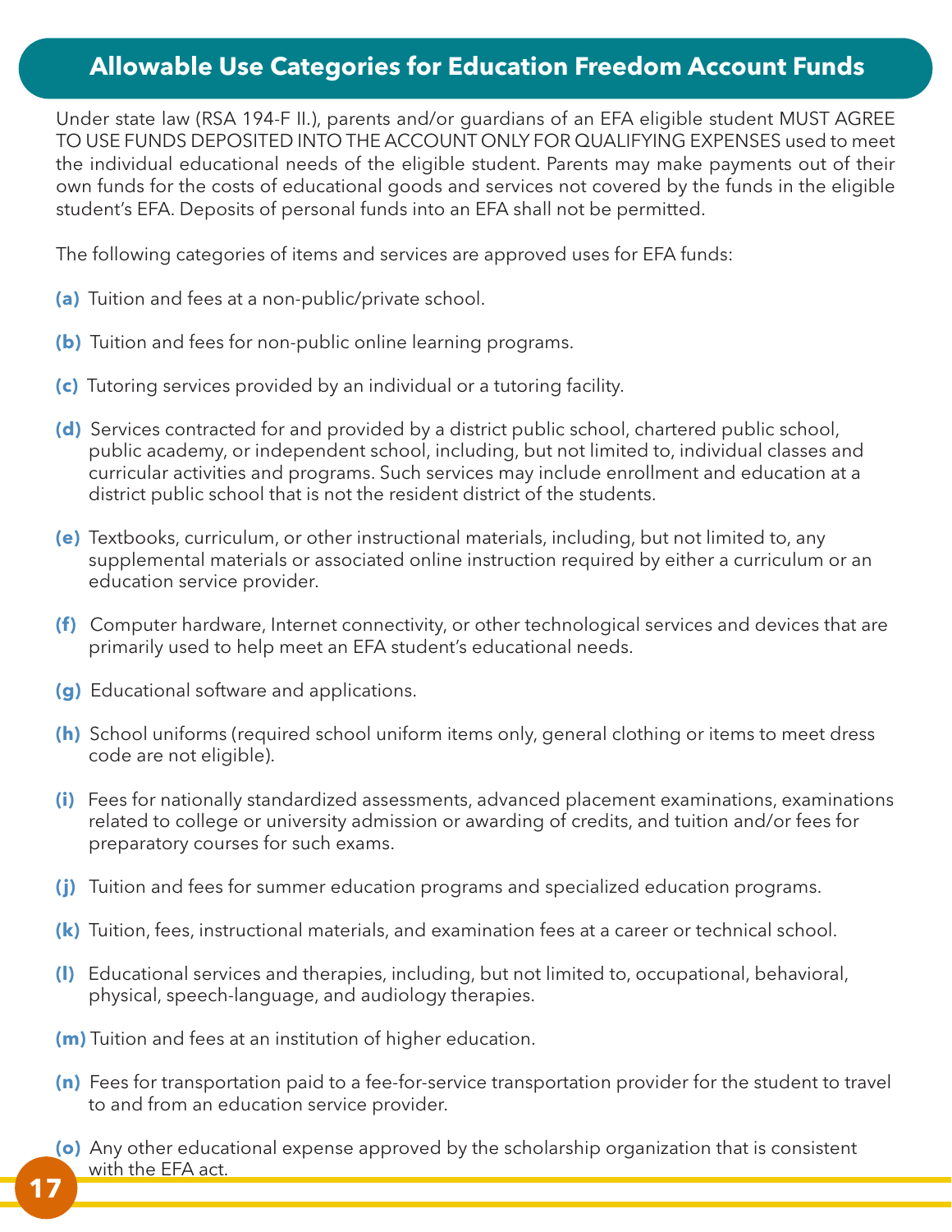## Allowable Use Categories for Education Freedom Account Funds

Under state law (RSA 194-F II.), parents and/or guardians of an EFA eligible student MUST AGREE TO USE FUNDS DEPOSITED INTO THE ACCOUNT ONLY FOR QUALIFYING EXPENSES used to meet the individual educational needs of the eligible student. Parents may make payments out of their own funds for the costs of educational goods and services not covered by the funds in the eligible student's EFA. Deposits of personal funds into an EFA shall not be permitted.

The following categories of items and services are approved uses for EFA funds:

**(a)** Tuition and fees at a non-public/private school.

**(b)** Tuition and fees for non-public online learning programs.

**(c)** Tutoring services provided by an individual or a tutoring facility.

**(d)** Services contracted for and provided by a district public school, chartered public school, public academy, or independent school, including, but not limited to, individual classes and curricular activities and programs. Such services may include enrollment and education at a district public school that is not the resident district of the students.

**(e)** Textbooks, curriculum, or other instructional materials, including, but not limited to, any supplemental materials or associated online instruction required by either a curriculum or an education service provider.

**(f)** Computer hardware, Internet connectivity, or other technological services and devices that are primarily used to help meet an EFA student's educational needs.

**(g)** Educational software and applications.

**(h)** School uniforms (required school uniform items only, general clothing or items to meet dress code are not eligible).

**(i)** Fees for nationally standardized assessments, advanced placement examinations, examinations related to college or university admission or awarding of credits, and tuition and/or fees for preparatory courses for such exams.

**(j)** Tuition and fees for summer education programs and specialized education programs.

**(k)** Tuition, fees, instructional materials, and examination fees at a career or technical school.

**(l)** Educational services and therapies, including, but not limited to, occupational, behavioral, physical, speech-language, and audiology therapies.

**(m)** Tuition and fees at an institution of higher education.

**(n)** Fees for transportation paid to a fee-for-service transportation provider for the student to travel to and from an education service provider.

**(o)** Any other educational expense approved by the scholarship organization that is consistent with the EFA act.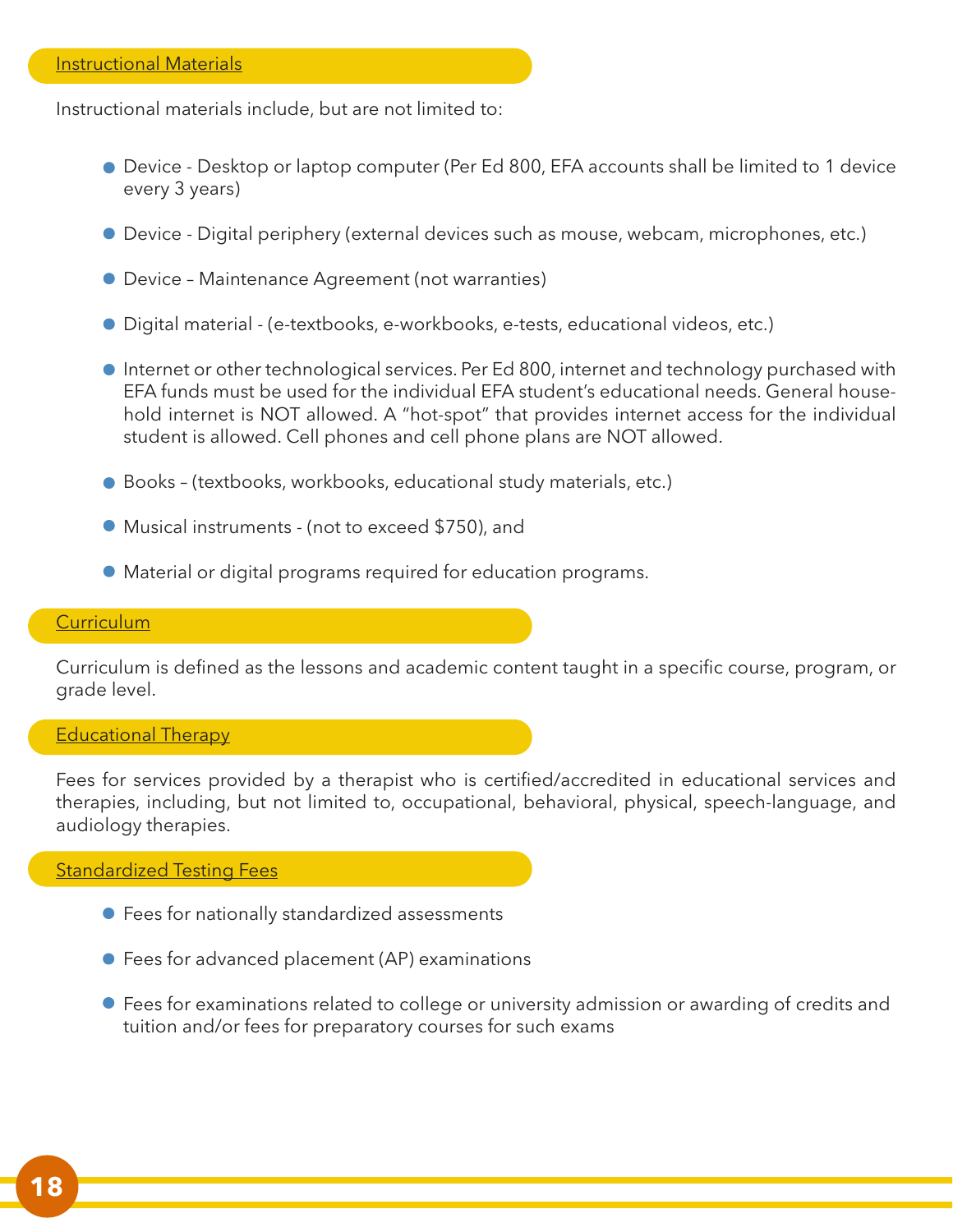### Instructional Materials

Instructional materials include, but are not limited to:

- Device - Desktop or laptop computer (Per Ed 800, EFA accounts shall be limited to 1 device every 3 years)
- Device - Digital periphery (external devices such as mouse, webcam, microphones, etc.)
- Device – Maintenance Agreement (not warranties)
- Digital material - (e-textbooks, e-workbooks, e-tests, educational videos, etc.)
- Internet or other technological services. Per Ed 800, internet and technology purchased with EFA funds must be used for the individual EFA student's educational needs. General household internet is NOT allowed. A "hot-spot" that provides internet access for the individual student is allowed. Cell phones and cell phone plans are NOT allowed.
- Books – (textbooks, workbooks, educational study materials, etc.)
- Musical instruments - (not to exceed $750), and
- Material or digital programs required for education programs.

### Curriculum

Curriculum is defined as the lessons and academic content taught in a specific course, program, or grade level.

### Educational Therapy

Fees for services provided by a therapist who is certified/accredited in educational services and therapies, including, but not limited to, occupational, behavioral, physical, speech-language, and audiology therapies.

### Standardized Testing Fees

- Fees for nationally standardized assessments
- Fees for advanced placement (AP) examinations
- Fees for examinations related to college or university admission or awarding of credits and tuition and/or fees for preparatory courses for such exams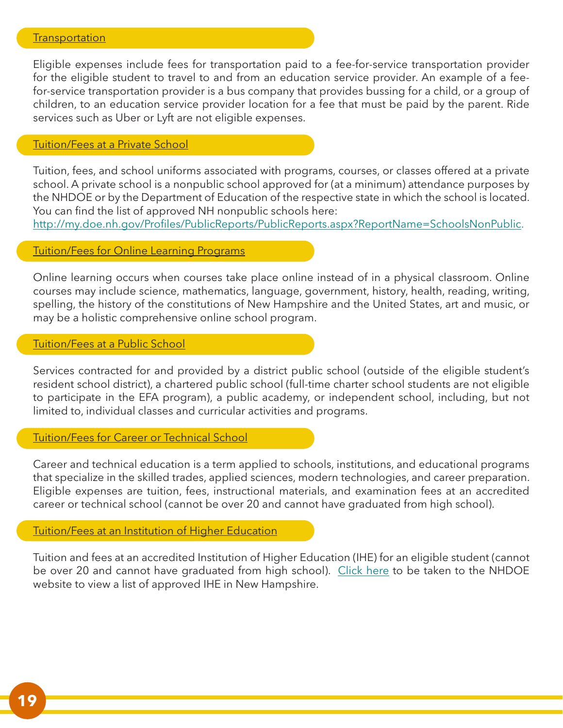### Transportation

Eligible expenses include fees for transportation paid to a fee-for-service transportation provider for the eligible student to travel to and from an education service provider. An example of a fee-for-service transportation provider is a bus company that provides bussing for a child, or a group of children, to an education service provider location for a fee that must be paid by the parent. Ride services such as Uber or Lyft are not eligible expenses.

### Tuition/Fees at a Private School

Tuition, fees, and school uniforms associated with programs, courses, or classes offered at a private school. A private school is a nonpublic school approved for (at a minimum) attendance purposes by the NHDOE or by the Department of Education of the respective state in which the school is located. You can find the list of approved NH nonpublic schools here:
http://my.doe.nh.gov/Profiles/PublicReports/PublicReports.aspx?ReportName=SchoolsNonPublic.

### Tuition/Fees for Online Learning Programs

Online learning occurs when courses take place online instead of in a physical classroom. Online courses may include science, mathematics, language, government, history, health, reading, writing, spelling, the history of the constitutions of New Hampshire and the United States, art and music, or may be a holistic comprehensive online school program.

### Tuition/Fees at a Public School

Services contracted for and provided by a district public school (outside of the eligible student's resident school district), a chartered public school (full-time charter school students are not eligible to participate in the EFA program), a public academy, or independent school, including, but not limited to, individual classes and curricular activities and programs.

### Tuition/Fees for Career or Technical School

Career and technical education is a term applied to schools, institutions, and educational programs that specialize in the skilled trades, applied sciences, modern technologies, and career preparation. Eligible expenses are tuition, fees, instructional materials, and examination fees at an accredited career or technical school (cannot be over 20 and cannot have graduated from high school).

### Tuition/Fees at an Institution of Higher Education

Tuition and fees at an accredited Institution of Higher Education (IHE) for an eligible student (cannot be over 20 and cannot have graduated from high school). Click here to be taken to the NHDOE website to view a list of approved IHE in New Hampshire.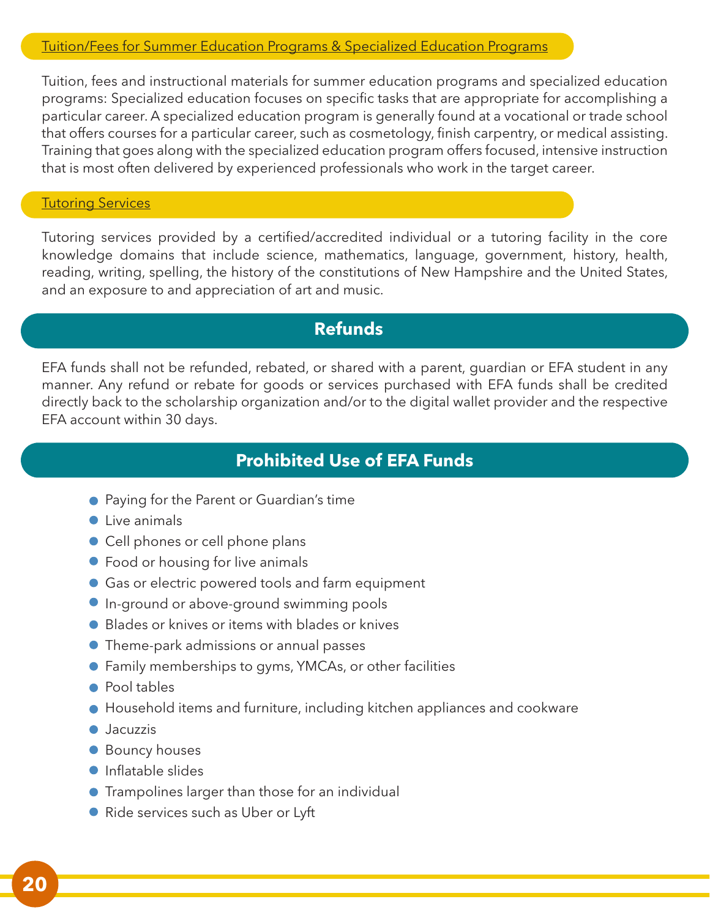### Tuition/Fees for Summer Education Programs & Specialized Education Programs

Tuition, fees and instructional materials for summer education programs and specialized education programs: Specialized education focuses on specific tasks that are appropriate for accomplishing a particular career. A specialized education program is generally found at a vocational or trade school that offers courses for a particular career, such as cosmetology, finish carpentry, or medical assisting. Training that goes along with the specialized education program offers focused, intensive instruction that is most often delivered by experienced professionals who work in the target career.

### Tutoring Services

Tutoring services provided by a certified/accredited individual or a tutoring facility in the core knowledge domains that include science, mathematics, language, government, history, health, reading, writing, spelling, the history of the constitutions of New Hampshire and the United States, and an exposure to and appreciation of art and music.

## Refunds

EFA funds shall not be refunded, rebated, or shared with a parent, guardian or EFA student in any manner. Any refund or rebate for goods or services purchased with EFA funds shall be credited directly back to the scholarship organization and/or to the digital wallet provider and the respective EFA account within 30 days.

## Prohibited Use of EFA Funds

- Paying for the Parent or Guardian's time
- Live animals
- Cell phones or cell phone plans
- Food or housing for live animals
- Gas or electric powered tools and farm equipment
- In-ground or above-ground swimming pools
- Blades or knives or items with blades or knives
- Theme-park admissions or annual passes
- Family memberships to gyms, YMCAs, or other facilities
- Pool tables
- Household items and furniture, including kitchen appliances and cookware
- Jacuzzis
- Bouncy houses
- Inflatable slides
- Trampolines larger than those for an individual
- Ride services such as Uber or Lyft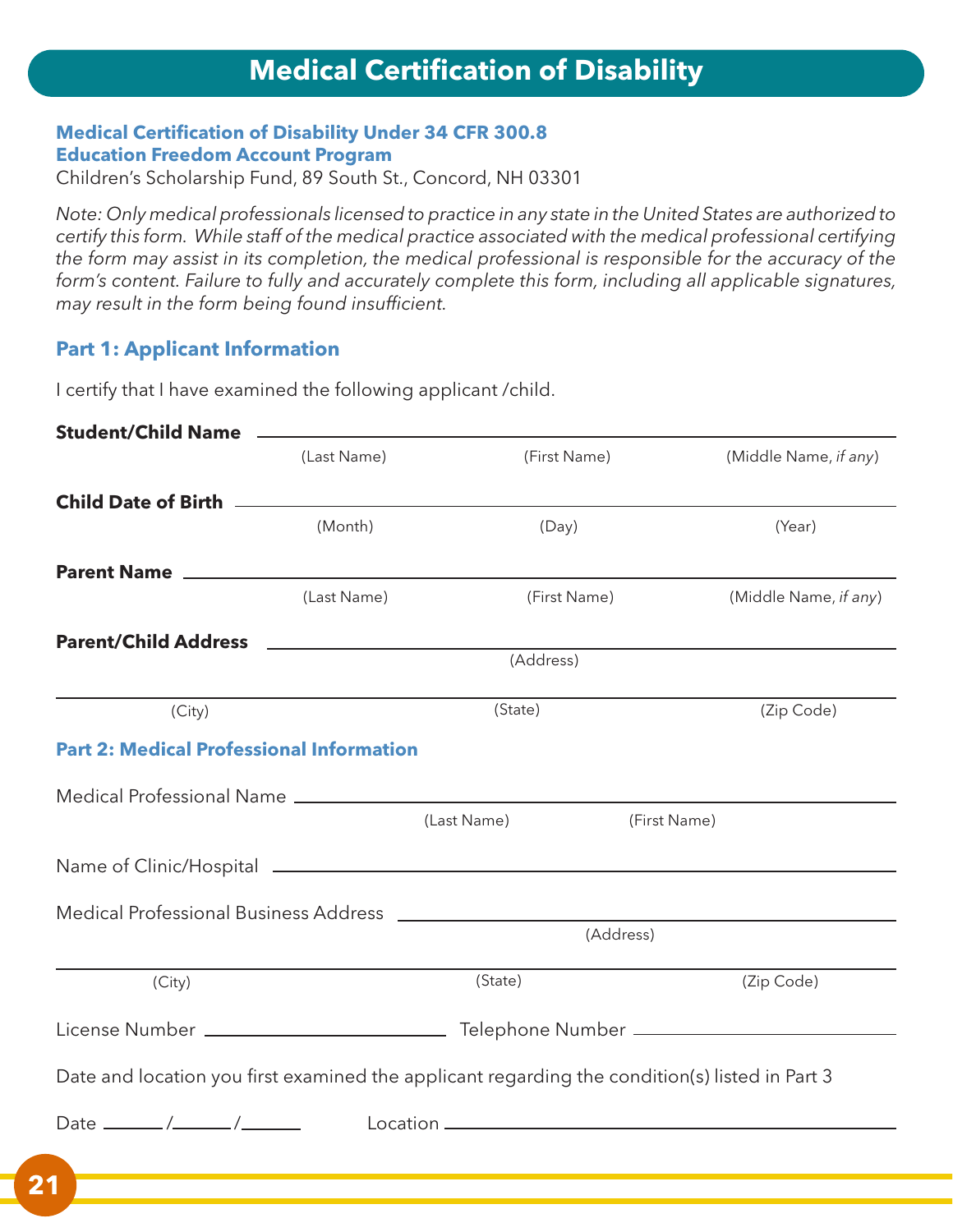# Medical Certification of Disability

**Medical Certification of Disability Under 34 CFR 300.8**
**Education Freedom Account Program**

Children's Scholarship Fund, 89 South St., Concord, NH 03301

*Note: Only medical professionals licensed to practice in any state in the United States are authorized to certify this form. While staff of the medical practice associated with the medical professional certifying the form may assist in its completion, the medical professional is responsible for the accuracy of the form's content. Failure to fully and accurately complete this form, including all applicable signatures, may result in the form being found insufficient.*

## Part 1: Applicant Information

I certify that I have examined the following applicant /child.

**Student/Child Name** ______________________________________________
(Last Name) (First Name) (Middle Name, *if any*)

**Child Date of Birth** ______________________________________________
(Month) (Day) (Year)

**Parent Name** ______________________________________________
(Last Name) (First Name) (Middle Name, *if any*)

**Parent/Child Address** ______________________________________________
(Address)

______________________________________________
(City) (State) (Zip Code)

## Part 2: Medical Professional Information

Medical Professional Name ______________________________________________
(Last Name) (First Name)

Name of Clinic/Hospital ______________________________________________

Medical Professional Business Address ______________________________________________
(Address)

______________________________________________
(City) (State) (Zip Code)

License Number ________________________ Telephone Number ________________________

Date and location you first examined the applicant regarding the condition(s) listed in Part 3

Date ______/______/______ Location ______________________________________________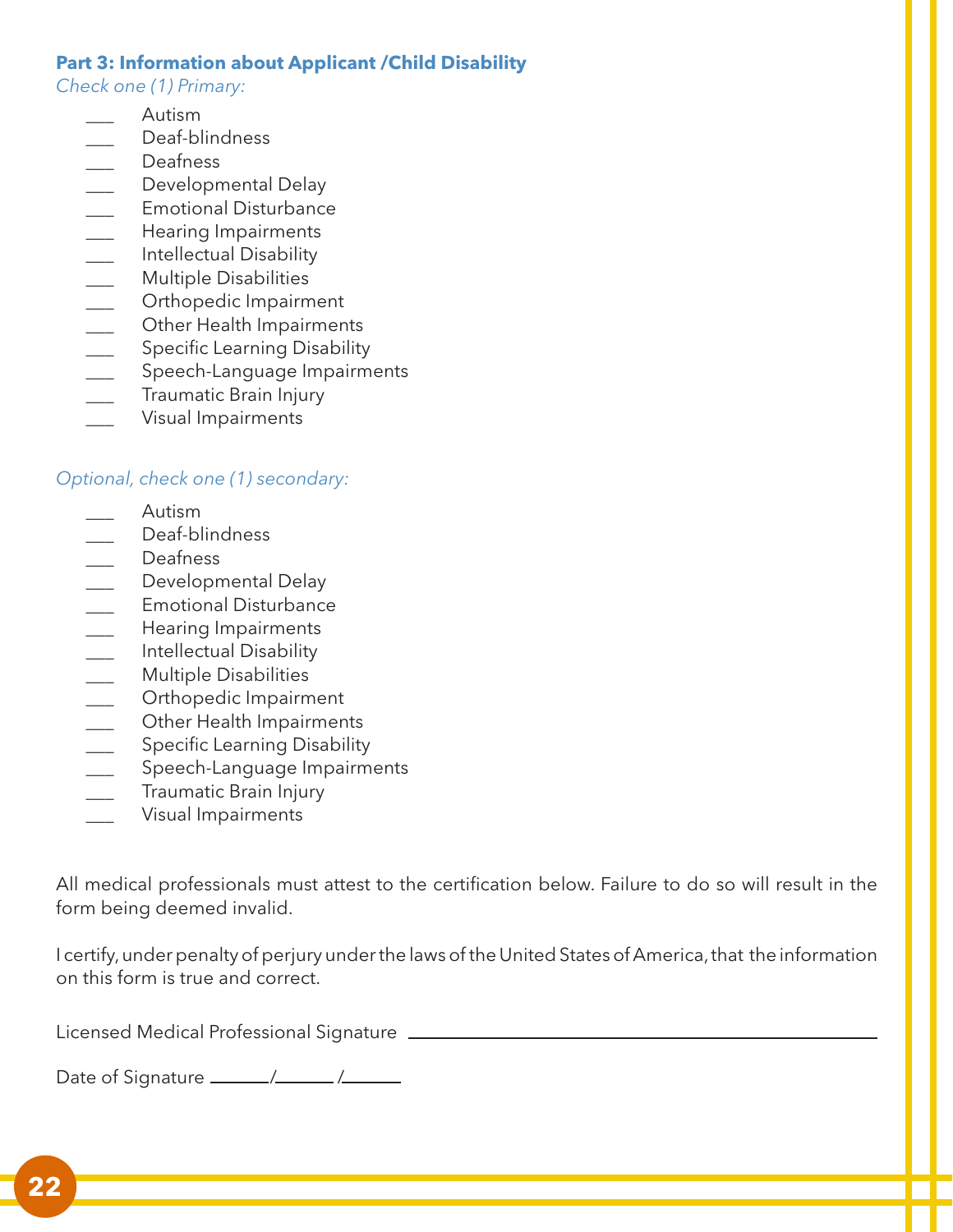**Part 3: Information about Applicant /Child Disability**

*Check one (1) Primary:*

- ___ Autism
- ___ Deaf-blindness
- ___ Deafness
- ___ Developmental Delay
- ___ Emotional Disturbance
- ___ Hearing Impairments
- ___ Intellectual Disability
- ___ Multiple Disabilities
- ___ Orthopedic Impairment
- ___ Other Health Impairments
- ___ Specific Learning Disability
- ___ Speech-Language Impairments
- ___ Traumatic Brain Injury
- ___ Visual Impairments

*Optional, check one (1) secondary:*

- ___ Autism
- ___ Deaf-blindness
- ___ Deafness
- ___ Developmental Delay
- ___ Emotional Disturbance
- ___ Hearing Impairments
- ___ Intellectual Disability
- ___ Multiple Disabilities
- ___ Orthopedic Impairment
- ___ Other Health Impairments
- ___ Specific Learning Disability
- ___ Speech-Language Impairments
- ___ Traumatic Brain Injury
- ___ Visual Impairments

All medical professionals must attest to the certification below. Failure to do so will result in the form being deemed invalid.

I certify, under penalty of perjury under the laws of the United States of America, that the information on this form is true and correct.

Licensed Medical Professional Signature ______________________________

Date of Signature ______/______/______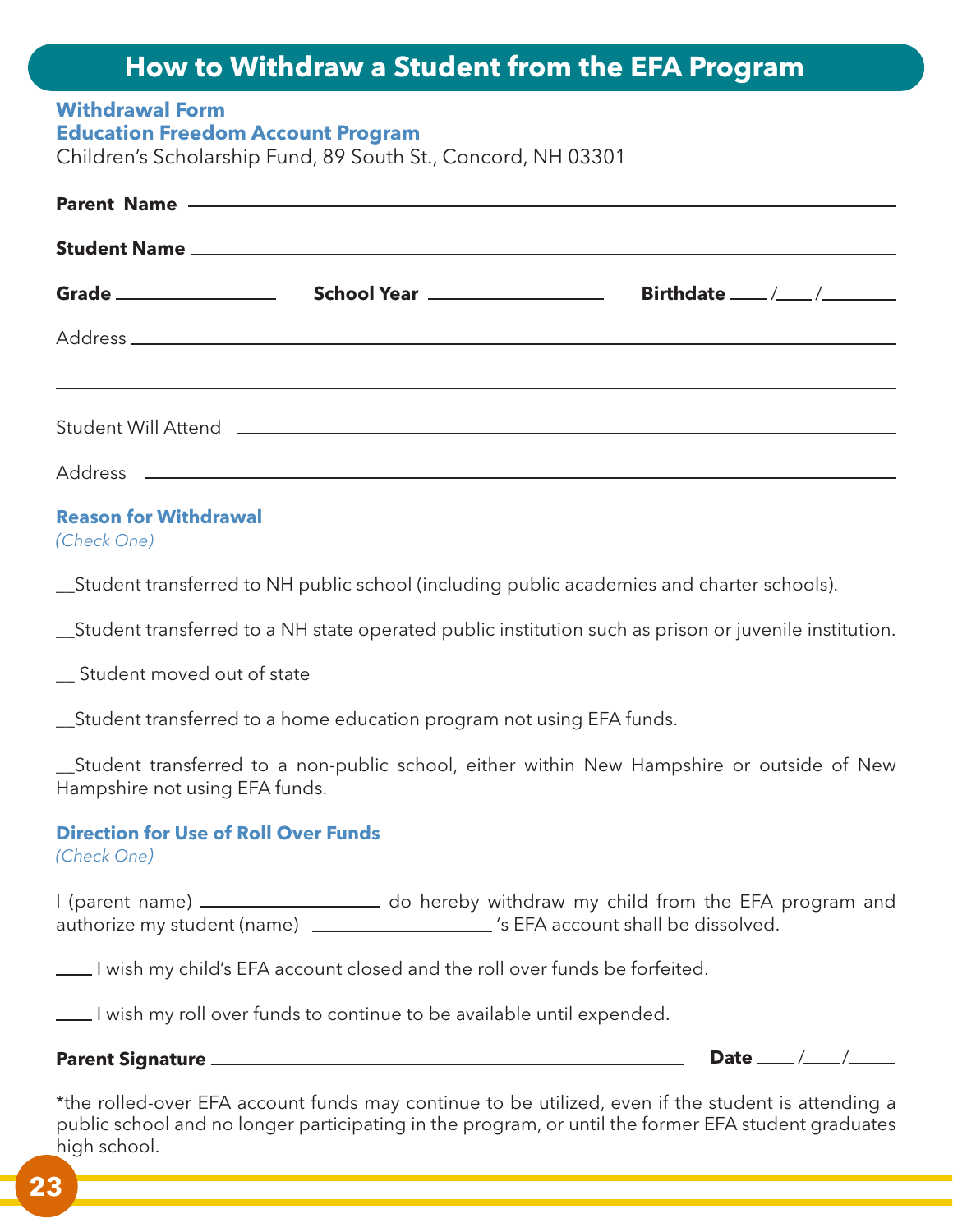# How to Withdraw a Student from the EFA Program

**Withdrawal Form**
**Education Freedom Account Program**
Children's Scholarship Fund, 89 South St., Concord, NH 03301

**Parent Name** ____________________________________________

**Student Name** ____________________________________________

**Grade** ______________ **School Year** ______________ **Birthdate** ____ /____ /________

Address ____________________________________________

____________________________________________

Student Will Attend ____________________________________________

Address ____________________________________________

**Reason for Withdrawal**
*(Check One)*

__Student transferred to NH public school (including public academies and charter schools).

__Student transferred to a NH state operated public institution such as prison or juvenile institution.

__ Student moved out of state

__Student transferred to a home education program not using EFA funds.

__Student transferred to a non-public school, either within New Hampshire or outside of New Hampshire not using EFA funds.

**Direction for Use of Roll Over Funds**
*(Check One)*

I (parent name) ________________ do hereby withdraw my child from the EFA program and authorize my student (name) ________________ 's EFA account shall be dissolved.

____ I wish my child's EFA account closed and the roll over funds be forfeited.

____ I wish my roll over funds to continue to be available until expended.

**Parent Signature** ____________________________________________ **Date** ____ /____ /_____

*the rolled-over EFA account funds may continue to be utilized, even if the student is attending a public school and no longer participating in the program, or until the former EFA student graduates high school.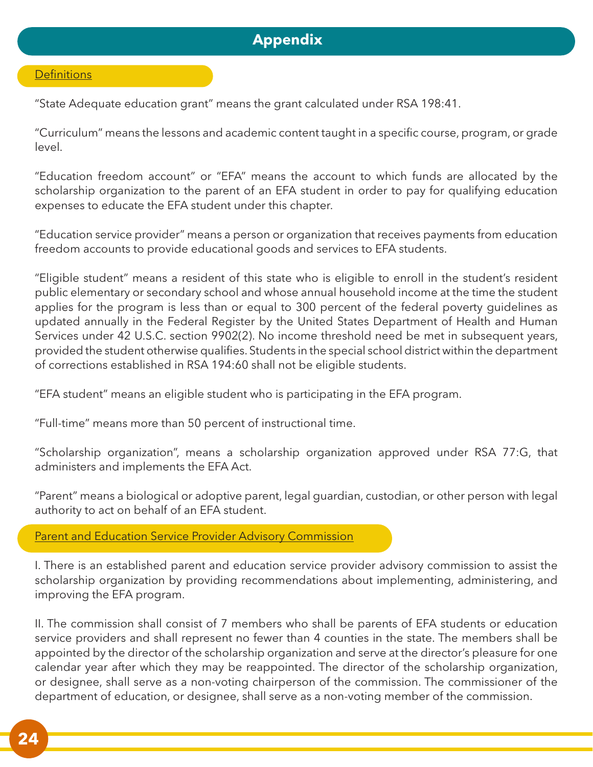# Appendix

## Definitions

"State Adequate education grant" means the grant calculated under RSA 198:41.

"Curriculum" means the lessons and academic content taught in a specific course, program, or grade level.

"Education freedom account" or "EFA" means the account to which funds are allocated by the scholarship organization to the parent of an EFA student in order to pay for qualifying education expenses to educate the EFA student under this chapter.

"Education service provider" means a person or organization that receives payments from education freedom accounts to provide educational goods and services to EFA students.

"Eligible student" means a resident of this state who is eligible to enroll in the student's resident public elementary or secondary school and whose annual household income at the time the student applies for the program is less than or equal to 300 percent of the federal poverty guidelines as updated annually in the Federal Register by the United States Department of Health and Human Services under 42 U.S.C. section 9902(2). No income threshold need be met in subsequent years, provided the student otherwise qualifies. Students in the special school district within the department of corrections established in RSA 194:60 shall not be eligible students.

"EFA student" means an eligible student who is participating in the EFA program.

"Full-time" means more than 50 percent of instructional time.

"Scholarship organization", means a scholarship organization approved under RSA 77:G, that administers and implements the EFA Act.

"Parent" means a biological or adoptive parent, legal guardian, custodian, or other person with legal authority to act on behalf of an EFA student.

## Parent and Education Service Provider Advisory Commission

I. There is an established parent and education service provider advisory commission to assist the scholarship organization by providing recommendations about implementing, administering, and improving the EFA program.

II. The commission shall consist of 7 members who shall be parents of EFA students or education service providers and shall represent no fewer than 4 counties in the state. The members shall be appointed by the director of the scholarship organization and serve at the director's pleasure for one calendar year after which they may be reappointed. The director of the scholarship organization, or designee, shall serve as a non-voting chairperson of the commission. The commissioner of the department of education, or designee, shall serve as a non-voting member of the commission.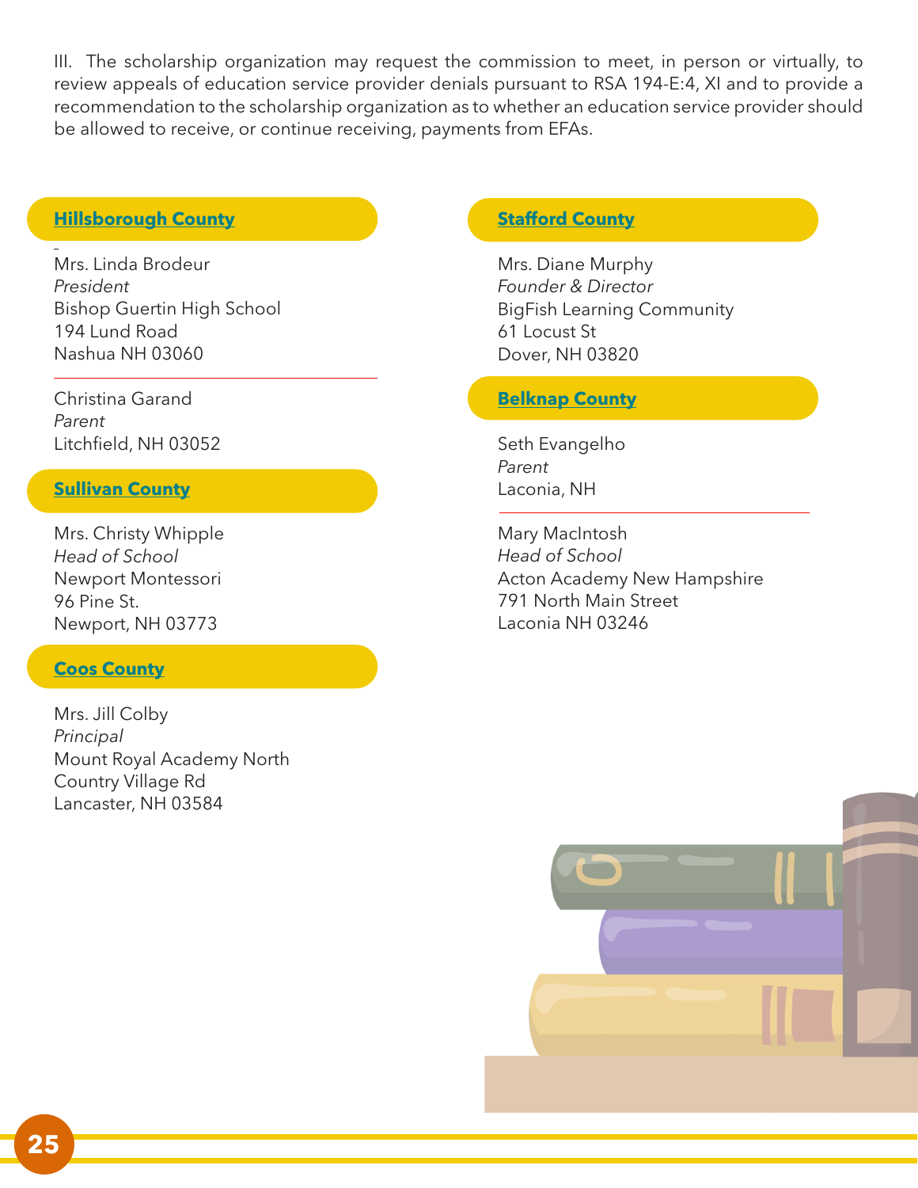III. The scholarship organization may request the commission to meet, in person or virtually, to review appeals of education service provider denials pursuant to RSA 194-E:4, XI and to provide a recommendation to the scholarship organization as to whether an education service provider should be allowed to receive, or continue receiving, payments from EFAs.

### Hillsborough County

Mrs. Linda Brodeur
*President*
Bishop Guertin High School
194 Lund Road
Nashua NH 03060

---

Christina Garand
*Parent*
Litchfield, NH 03052

### Sullivan County

Mrs. Christy Whipple
*Head of School*
Newport Montessori
96 Pine St.
Newport, NH 03773

### Coos County

Mrs. Jill Colby
*Principal*
Mount Royal Academy North
Country Village Rd
Lancaster, NH 03584

### Stafford County

Mrs. Diane Murphy
*Founder & Director*
BigFish Learning Community
61 Locust St
Dover, NH 03820

### Belknap County

Seth Evangelho
*Parent*
Laconia, NH

---

Mary MacIntosh
*Head of School*
Acton Academy New Hampshire
791 North Main Street
Laconia NH 03246